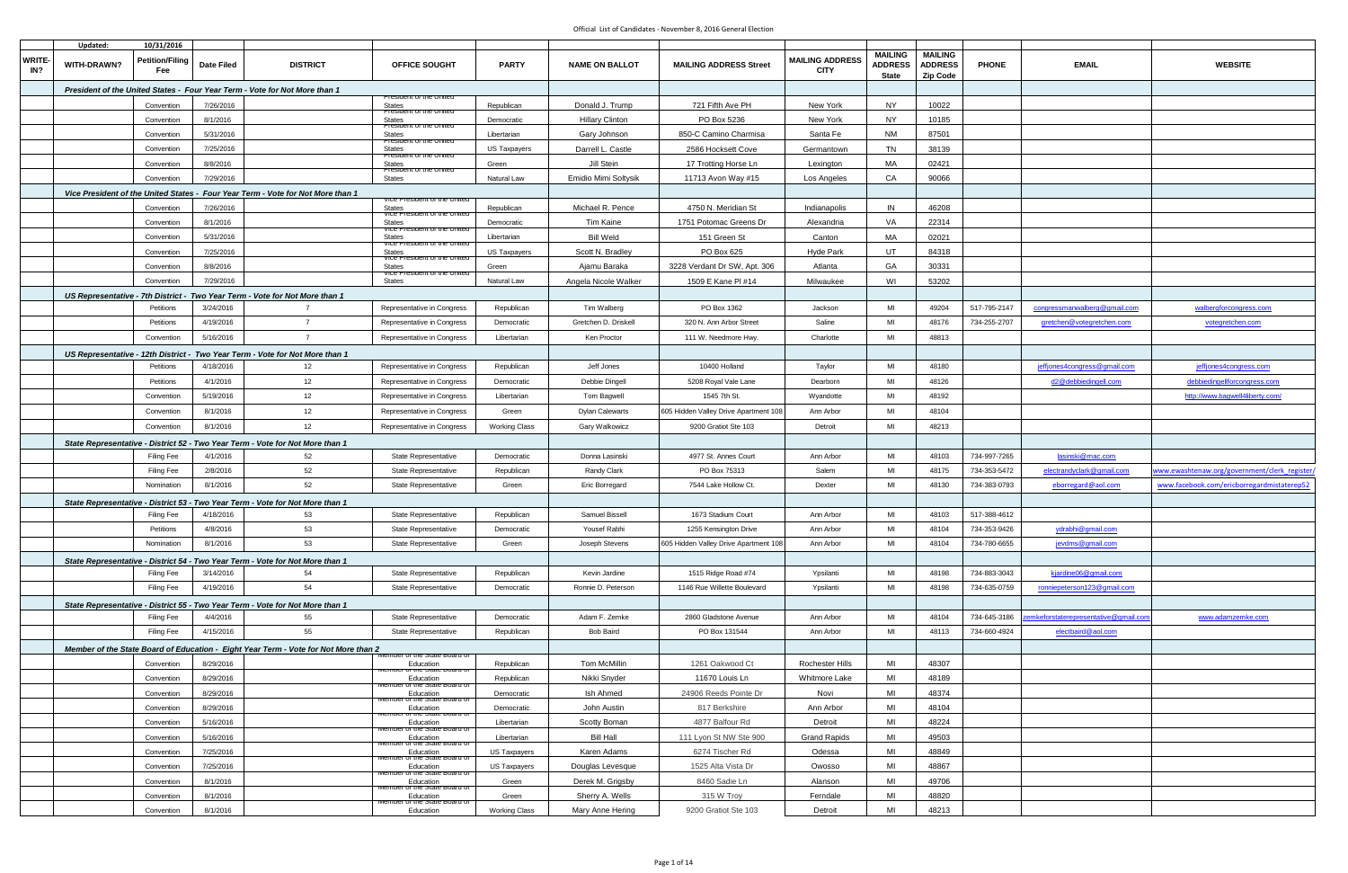Official List of Candidates - November 8, 2016 General Election

| WRITE-IN? | WITH-DRAWN? | Petition/Filing Fee | Date Filed | DISTRICT | OFFICE SOUGHT | PARTY | NAME ON BALLOT | MAILING ADDRESS Street | MAILING ADDRESS CITY | MAILING ADDRESS State | MAILING ADDRESS Zip Code | PHONE | EMAIL | WEBSITE |
|---|---|---|---|---|---|---|---|---|---|---|---|---|---|---|
| | Updated: | 10/31/2016 | | | | | | | | | | | | |
| | *President of the United States - Four Year Term - Vote for Not More than 1* | | | | | | | | | | | | | |
| | | Convention | 7/26/2016 | | President of the United States | Republican | Donald J. Trump | 721 Fifth Ave PH | New York | NY | 10022 | | | |
| | | Convention | 8/1/2016 | | President of the United States | Democratic | Hillary Clinton | PO Box 5236 | New York | NY | 10185 | | | |
| | | Convention | 5/31/2016 | | President of the United States | Libertarian | Gary Johnson | 850-C Camino Charmisa | Santa Fe | NM | 87501 | | | |
| | | Convention | 7/25/2016 | | President of the United States | US Taxpayers | Darrell L. Castle | 2586 Hocksett Cove | Germantown | TN | 38139 | | | |
| | | Convention | 8/8/2016 | | President of the United States | Green | Jill Stein | 17 Trotting Horse Ln | Lexington | MA | 02421 | | | |
| | | Convention | 7/29/2016 | | President of the United States | Natural Law | Emidio Mimi Soltysik | 11713 Avon Way #15 | Los Angeles | CA | 90066 | | | |
| | *Vice President of the United States - Four Year Term - Vote for Not More than 1* | | | | | | | | | | | | | |
| | | Convention | 7/26/2016 | | Vice President of the United States | Republican | Michael R. Pence | 4750 N. Meridian St | Indianapolis | IN | 46208 | | | |
| | | Convention | 8/1/2016 | | Vice President of the United States | Democratic | Tim Kaine | 1751 Potomac Greens Dr | Alexandria | VA | 22314 | | | |
| | | Convention | 5/31/2016 | | Vice President of the United States | Libertarian | Bill Weld | 151 Green St | Canton | MA | 02021 | | | |
| | | Convention | 7/25/2016 | | Vice President of the United States | US Taxpayers | Scott N. Bradley | PO Box 625 | Hyde Park | UT | 84318 | | | |
| | | Convention | 8/8/2016 | | Vice President of the United States | Green | Ajamu Baraka | 3228 Verdant Dr SW, Apt. 306 | Atlanta | GA | 30331 | | | |
| | | Convention | 7/29/2016 | | Vice President of the United States | Natural Law | Angela Nicole Walker | 1509 E Kane Pl #14 | Milwaukee | WI | 53202 | | | |
| | *US Representative - 7th District - Two Year Term - Vote for Not More than 1* | | | | | | | | | | | | | |
| | | Petitions | 3/24/2016 | 7 | Representative in Congress | Republican | Tim Walberg | PO Box 1362 | Jackson | MI | 49204 | 517-795-2147 | congressmanwalberg@gmail.com | walbergforcongress.com |
| | | Petitions | 4/19/2016 | 7 | Representative in Congress | Democratic | Gretchen D. Driskell | 320 N. Ann Arbor Street | Saline | MI | 48176 | 734-255-2707 | gretchen@votegretchen.com | votegretchen.com |
| | | Convention | 5/16/2016 | 7 | Representative in Congress | Libertarian | Ken Proctor | 111 W. Needmore Hwy. | Charlotte | MI | 48813 | | | |
| | *US Representative - 12th District - Two Year Term - Vote for Not More than 1* | | | | | | | | | | | | | |
| | | Petitions | 4/18/2016 | 12 | Representative in Congress | Republican | Jeff Jones | 10400 Holland | Taylor | MI | 48180 | | jeffjones4congress@gmail.com | jeffjones4congress.com |
| | | Petitions | 4/1/2016 | 12 | Representative in Congress | Democratic | Debbie Dingell | 5208 Royal Vale Lane | Dearborn | MI | 48126 | | d2@debbiedingell.com | debbiedingellforcongress.com |
| | | Convention | 5/19/2016 | 12 | Representative in Congress | Libertarian | Tom Bagwell | 1545 7th St. | Wyandotte | MI | 48192 | | | http://www.bagwell4liberty.com/ |
| | | Convention | 8/1/2016 | 12 | Representative in Congress | Green | Dylan Calewarts | 605 Hidden Valley Drive Apartment 108 | Ann Arbor | MI | 48104 | | | |
| | | Convention | 8/1/2016 | 12 | Representative in Congress | Working Class | Gary Walkowicz | 9200 Gratiot Ste 103 | Detroit | MI | 48213 | | | |
| | *State Representative - District 52 - Two Year Term - Vote for Not More than 1* | | | | | | | | | | | | | |
| | | Filing Fee | 4/1/2016 | 52 | State Representative | Democratic | Donna Lasinski | 4977 St. Annes Court | Ann Arbor | MI | 48103 | 734-997-7265 | lasinski@mac.com | |
| | | Filing Fee | 2/8/2016 | 52 | State Representative | Republican | Randy Clark | PO Box 75313 | Salem | MI | 48175 | 734-353-5472 | electrandyclark@gmail.com | www.ewashtenaw.org/government/clerk_register/ |
| | | Nomination | 8/1/2016 | 52 | State Representative | Green | Eric Borregard | 7544 Lake Hollow Ct. | Dexter | MI | 48130 | 734-383-0793 | eborregard@aol.com | www.facebook.com/ericborregardmistaterep52 |
| | *State Representative - District 53 - Two Year Term - Vote for Not More than 1* | | | | | | | | | | | | | |
| | | Filing Fee | 4/18/2016 | 53 | State Representative | Republican | Samuel Bissell | 1673 Stadium Court | Ann Arbor | MI | 48103 | 517-388-4612 | | |
| | | Petitions | 4/8/2016 | 53 | State Representative | Democratic | Yousef Rabhi | 1255 Kensington Drive | Ann Arbor | MI | 48104 | 734-353-9426 | ydrabhi@gmail.com | |
| | | Nomination | 8/1/2016 | 53 | State Representative | Green | Joseph Stevens | 605 Hidden Valley Drive Apartment 108 | Ann Arbor | MI | 48104 | 734-780-6655 | jevdms@gmail.com | |
| | *State Representative - District 54 - Two Year Term - Vote for Not More than 1* | | | | | | | | | | | | | |
| | | Filing Fee | 3/14/2016 | 54 | State Representative | Republican | Kevin Jardine | 1515 Ridge Road #74 | Ypsilanti | MI | 48198 | 734-883-3043 | kjardine06@gmail.com | |
| | | Filing Fee | 4/19/2016 | 54 | State Representative | Democratic | Ronnie D. Peterson | 1146 Rue Willette Boulevard | Ypsilanti | MI | 48198 | 734-635-0759 | ronniepeterson123@gmail.com | |
| | *State Representative - District 55 - Two Year Term - Vote for Not More than 1* | | | | | | | | | | | | | |
| | | Filing Fee | 4/4/2016 | 55 | State Representative | Democratic | Adam F. Zemke | 2860 Gladstone Avenue | Ann Arbor | MI | 48104 | 734-645-3186 | zemkeforstaterepresentative@gmail.com | www.adamzemke.com |
| | | Filing Fee | 4/15/2016 | 55 | State Representative | Republican | Bob Baird | PO Box 131544 | Ann Arbor | MI | 48113 | 734-660-4924 | electbaird@aol.com | |
| | *Member of the State Board of Education - Eight Year Term - Vote for Not More than 2* | | | | | | | | | | | | | |
| | | Convention | 8/29/2016 | | Member of the State Board of Education | Republican | Tom McMillin | 1261 Oakwood Ct | Rochester Hills | MI | 48307 | | | |
| | | Convention | 8/29/2016 | | Member of the State Board of Education | Republican | Nikki Snyder | 11670 Louis Ln | Whitmore Lake | MI | 48189 | | | |
| | | Convention | 8/29/2016 | | Member of the State Board of Education | Democratic | Ish Ahmed | 24906 Reeds Pointe Dr | Novi | MI | 48374 | | | |
| | | Convention | 8/29/2016 | | Member of the State Board of Education | Democratic | John Austin | 817 Berkshire | Ann Arbor | MI | 48104 | | | |
| | | Convention | 5/16/2016 | | Member of the State Board of Education | Libertarian | Scotty Boman | 4877 Balfour Rd | Detroit | MI | 48224 | | | |
| | | Convention | 5/16/2016 | | Member of the State Board of Education | Libertarian | Bill Hall | 111 Lyon St NW Ste 900 | Grand Rapids | MI | 49503 | | | |
| | | Convention | 7/25/2016 | | Member of the State Board of Education | US Taxpayers | Karen Adams | 6274 Tischer Rd | Odessa | MI | 48849 | | | |
| | | Convention | 7/25/2016 | | Member of the State Board of Education | US Taxpayers | Douglas Levesque | 1525 Alta Vista Dr | Owosso | MI | 48867 | | | |
| | | Convention | 8/1/2016 | | Member of the State Board of Education | Green | Derek M. Grigsby | 8460 Sadie Ln | Alanson | MI | 49706 | | | |
| | | Convention | 8/1/2016 | | Member of the State Board of Education | Green | Sherry A. Wells | 315 W Troy | Ferndale | MI | 48220 | | | |
| | | Convention | 8/1/2016 | | Member of the State Board of Education | Working Class | Mary Anne Hering | 9200 Gratiot Ste 103 | Detroit | MI | 48213 | | | |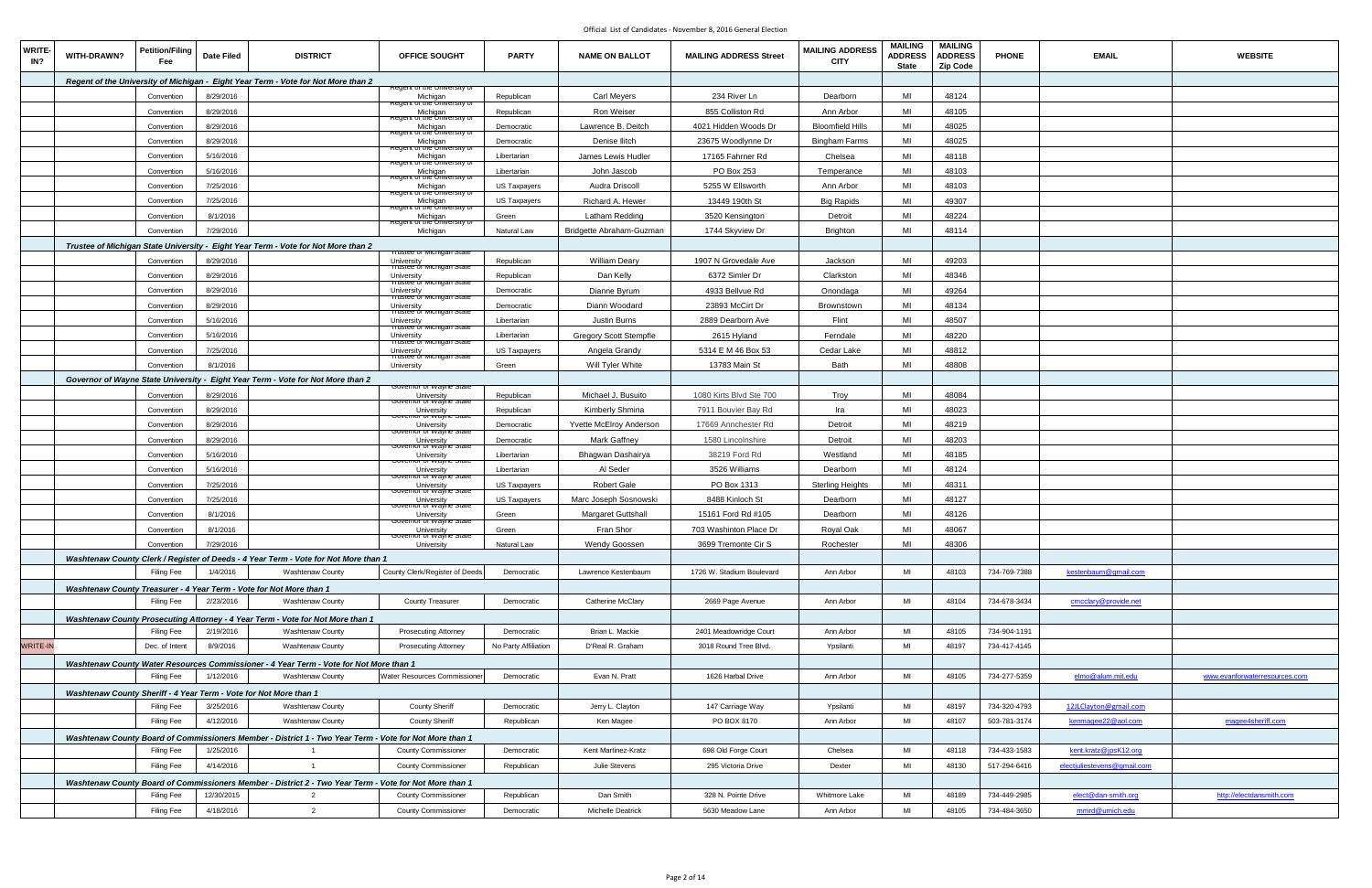Official List of Candidates - November 8, 2016 General Election

| WRITE-IN? | WITH-DRAWN? | Petition/Filing Fee | Date Filed | DISTRICT | OFFICE SOUGHT | PARTY | NAME ON BALLOT | MAILING ADDRESS Street | MAILING ADDRESS CITY | MAILING ADDRESS State | MAILING ADDRESS Zip Code | PHONE | EMAIL | WEBSITE |
|---|---|---|---|---|---|---|---|---|---|---|---|---|---|---|
| | | ***Regent of the University of Michigan - Eight Year Term - Vote for Not More than 2*** | | | | | | | | | | | | |
| | | Convention | 8/29/2016 | | Regent of the University of Michigan | Republican | Carl Meyers | 234 River Ln | Dearborn | MI | 48124 | | | |
| | | Convention | 8/29/2016 | | Regent of the University of Michigan | Republican | Ron Weiser | 855 Colliston Rd | Ann Arbor | MI | 48105 | | | |
| | | Convention | 8/29/2016 | | Regent of the University of Michigan | Democratic | Lawrence B. Deitch | 4021 Hidden Woods Dr | Bloomfield Hills | MI | 48025 | | | |
| | | Convention | 8/29/2016 | | Regent of the University of Michigan | Democratic | Denise Ilitch | 23675 Woodlynne Dr | Bingham Farms | MI | 48025 | | | |
| | | Convention | 5/16/2016 | | Regent of the University of Michigan | Libertarian | James Lewis Hudler | 17165 Fahrner Rd | Chelsea | MI | 48118 | | | |
| | | Convention | 5/16/2016 | | Regent of the University of Michigan | Libertarian | John Jascob | PO Box 253 | Temperance | MI | 48103 | | | |
| | | Convention | 7/25/2016 | | Regent of the University of Michigan | US Taxpayers | Audra Driscoll | 5255 W Ellsworth | Ann Arbor | MI | 48103 | | | |
| | | Convention | 7/25/2016 | | Regent of the University of Michigan | US Taxpayers | Richard A. Hewer | 13449 190th St | Big Rapids | MI | 49307 | | | |
| | | Convention | 8/1/2016 | | Regent of the University of Michigan | Green | Latham Redding | 3520 Kensington | Detroit | MI | 48224 | | | |
| | | Convention | 7/29/2016 | | Regent of the University of Michigan | Natural Law | Bridgette Abraham-Guzman | 1744 Skyview Dr | Brighton | MI | 48114 | | | |
| | | ***Trustee of Michigan State University - Eight Year Term - Vote for Not More than 2*** | | | | | | | | | | | | |
| | | Convention | 8/29/2016 | | Trustee of Michigan State University | Republican | William Deary | 1907 N Grovedale Ave | Jackson | MI | 49203 | | | |
| | | Convention | 8/29/2016 | | Trustee of Michigan State University | Republican | Dan Kelly | 6372 Simler Dr | Clarkston | MI | 48346 | | | |
| | | Convention | 8/29/2016 | | Trustee of Michigan State University | Democratic | Dianne Byrum | 4933 Bellvue Rd | Onondaga | MI | 49264 | | | |
| | | Convention | 8/29/2016 | | Trustee of Michigan State University | Democratic | Diann Woodard | 23893 McCirt Dr | Brownstown | MI | 48134 | | | |
| | | Convention | 5/16/2016 | | Trustee of Michigan State University | Libertarian | Justin Burns | 2889 Dearborn Ave | Flint | MI | 48507 | | | |
| | | Convention | 5/16/2016 | | Trustee of Michigan State University | Libertarian | Gregory Scott Stempfle | 2615 Hyland | Ferndale | MI | 48220 | | | |
| | | Convention | 7/25/2016 | | Trustee of Michigan State University | US Taxpayers | Angela Grandy | 5314 E M 46 Box 53 | Cedar Lake | MI | 48812 | | | |
| | | Convention | 8/1/2016 | | Trustee of Michigan State University | Green | Will Tyler White | 13783 Main St | Bath | MI | 48808 | | | |
| | | ***Governor of Wayne State University - Eight Year Term - Vote for Not More than 2*** | | | | | | | | | | | | |
| | | Convention | 8/29/2016 | | Governor of Wayne State University | Republican | Michael J. Busuito | 1080 Kirts Blvd Ste 700 | Troy | MI | 48084 | | | |
| | | Convention | 8/29/2016 | | Governor of Wayne State University | Republican | Kimberly Shmina | 7911 Bouvier Bay Rd | Ira | MI | 48023 | | | |
| | | Convention | 8/29/2016 | | Governor of Wayne State University | Democratic | Yvette McElroy Anderson | 17669 Annchester Rd | Detroit | MI | 48219 | | | |
| | | Convention | 8/29/2016 | | Governor of Wayne State University | Democratic | Mark Gaffney | 1580 Lincolnshire | Detroit | MI | 48203 | | | |
| | | Convention | 5/16/2016 | | Governor of Wayne State University | Libertarian | Bhagwan Dashairya | 38219 Ford Rd | Westland | MI | 48185 | | | |
| | | Convention | 5/16/2016 | | Governor of Wayne State University | Libertarian | Al Seder | 3526 Williams | Dearborn | MI | 48124 | | | |
| | | Convention | 7/25/2016 | | Governor of Wayne State University | US Taxpayers | Robert Gale | PO Box 1313 | Sterling Heights | MI | 48311 | | | |
| | | Convention | 7/25/2016 | | Governor of Wayne State University | US Taxpayers | Marc Joseph Sosnowski | 8488 Kinloch St | Dearborn | MI | 48127 | | | |
| | | Convention | 8/1/2016 | | Governor of Wayne State University | Green | Margaret Guttshall | 15161 Ford Rd #105 | Dearborn | MI | 48126 | | | |
| | | Convention | 8/1/2016 | | Governor of Wayne State University | Green | Fran Shor | 703 Washinton Place Dr | Royal Oak | MI | 48067 | | | |
| | | Convention | 7/29/2016 | | Governor of Wayne State University | Natural Law | Wendy Goossen | 3699 Tremonte Cir S | Rochester | MI | 48306 | | | |
| | | ***Washtenaw County Clerk / Register of Deeds - 4 Year Term - Vote for Not More than 1*** | | | | | | | | | | | | |
| | | Filing Fee | 1/4/2016 | Washtenaw County | County Clerk/Register of Deeds | Democratic | Lawrence Kestenbaum | 1726 W. Stadium Boulevard | Ann Arbor | MI | 48103 | 734-769-7388 | kestenbaum@gmail.com | |
| | | ***Washtenaw County Treasurer - 4 Year Term - Vote for Not More than 1*** | | | | | | | | | | | | |
| | | Filing Fee | 2/23/2016 | Washtenaw County | County Treasurer | Democratic | Catherine McClary | 2669 Page Avenue | Ann Arbor | MI | 48104 | 734-678-3434 | cmcclary@provide.net | |
| | | ***Washtenaw County Prosecuting Attorney - 4 Year Term - Vote for Not More than 1*** | | | | | | | | | | | | |
| | | Filing Fee | 2/19/2016 | Washtenaw County | Prosecuting Attorney | Democratic | Brian L. Mackie | 2401 Meadowridge Court | Ann Arbor | MI | 48105 | 734-904-1191 | | |
| WRITE-IN | | Dec. of Intent | 8/9/2016 | Washtenaw County | Prosecuting Attorney | No Party Affiliation | D'Real R. Graham | 3018 Round Tree Blvd. | Ypsilanti | MI | 48197 | 734-417-4145 | | |
| | | ***Washtenaw County Water Resources Commissioner - 4 Year Term - Vote for Not More than 1*** | | | | | | | | | | | | |
| | | Filing Fee | 1/12/2016 | Washtenaw County | Water Resources Commissioner | Democratic | Evan N. Pratt | 1626 Harbal Drive | Ann Arbor | MI | 48105 | 734-277-5359 | elmo@alum.mit.edu | www.evanforwaterresources.com |
| | | ***Washtenaw County Sheriff - 4 Year Term - Vote for Not More than 1*** | | | | | | | | | | | | |
| | | Filing Fee | 3/25/2016 | Washtenaw County | County Sheriff | Democratic | Jerry L. Clayton | 147 Carriage Way | Ypsilanti | MI | 48197 | 734-320-4793 | 12JLClayton@gmail.com | |
| | | Filing Fee | 4/12/2016 | Washtenaw County | County Sheriff | Republican | Ken Magee | PO BOX 8170 | Ann Arbor | MI | 48107 | 503-781-3174 | kenmagee22@aol.com | magee4sheriff.com |
| | | ***Washtenaw County Board of Commissioners Member - District 1 - Two Year Term - Vote for Not More than 1*** | | | | | | | | | | | | |
| | | Filing Fee | 1/25/2016 | 1 | County Commissioner | Democratic | Kent Martinez-Kratz | 698 Old Forge Court | Chelsea | MI | 48118 | 734-433-1583 | kent.kratz@jpsK12.org | |
| | | Filing Fee | 4/14/2016 | 1 | County Commissioner | Republican | Julie Stevens | 295 Victoria Drive | Dexter | MI | 48130 | 517-294-6416 | electjuliestevens@gmail.com | |
| | | ***Washtenaw County Board of Commissioners Member - District 2 - Two Year Term - Vote for Not More than 1*** | | | | | | | | | | | | |
| | | Filing Fee | 12/30/2015 | 2 | County Commissioner | Republican | Dan Smith | 328 N. Pointe Drive | Whitmore Lake | MI | 48189 | 734-449-2985 | elect@dan-smith.org | http://electdansmith.com |
| | | Filing Fee | 4/18/2016 | 2 | County Commissioner | Democratic | Michelle Deatrick | 5630 Meadow Lane | Ann Arbor | MI | 48105 | 734-484-3650 | mmrd@umich.edu | |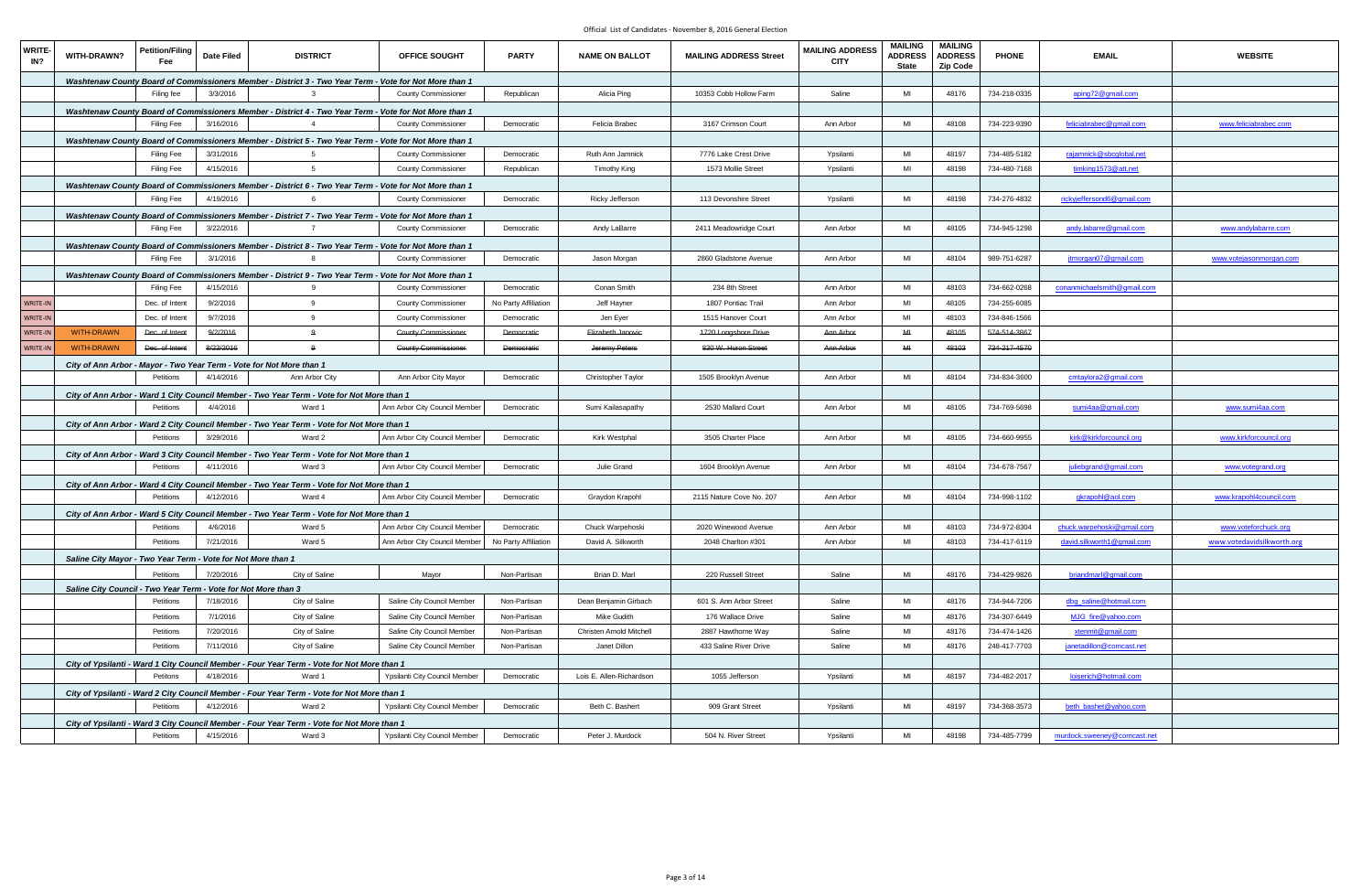Official List of Candidates - November 8, 2016 General Election

| WRITE-IN? | WITH-DRAWN? | Petition/Filing Fee | Date Filed | DISTRICT | OFFICE SOUGHT | PARTY | NAME ON BALLOT | MAILING ADDRESS Street | MAILING ADDRESS CITY | MAILING ADDRESS State | MAILING ADDRESS Zip Code | PHONE | EMAIL | WEBSITE |
|---|---|---|---|---|---|---|---|---|---|---|---|---|---|---|
| | *Washtenaw County Board of Commissioners Member - District 3 - Two Year Term - Vote for Not More than 1* | | | | | | | | | | | | | |
| | | Filing fee | 3/3/2016 | 3 | County Commissioner | Republican | Alicia Ping | 10353 Cobb Hollow Farm | Saline | MI | 48176 | 734-218-0335 | aping72@gmail.com | |
| | *Washtenaw County Board of Commissioners Member - District 4 - Two Year Term - Vote for Not More than 1* | | | | | | | | | | | | | |
| | | Filing Fee | 3/16/2016 | 4 | County Commissioner | Democratic | Felicia Brabec | 3167 Crimson Court | Ann Arbor | MI | 48108 | 734-223-9390 | feliciabrabec@gmail.com | www.feliciabrabec.com |
| | *Washtenaw County Board of Commissioners Member - District 5 - Two Year Term - Vote for Not More than 1* | | | | | | | | | | | | | |
| | | Filing Fee | 3/31/2016 | 5 | County Commissioner | Democratic | Ruth Ann Jamnick | 7776 Lake Crest Drive | Ypsilanti | MI | 48197 | 734-485-5182 | rajamnick@sbcglobal.net | |
| | | Filing Fee | 4/15/2016 | 5 | County Commissioner | Republican | Timothy King | 1573 Mollie Street | Ypsilanti | MI | 48198 | 734-480-7168 | timking1573@att.net | |
| | *Washtenaw County Board of Commissioners Member - District 6 - Two Year Term - Vote for Not More than 1* | | | | | | | | | | | | | |
| | | Filing Fee | 4/19/2016 | 6 | County Commissioner | Democratic | Ricky Jefferson | 113 Devonshire Street | Ypsilanti | MI | 48198 | 734-276-4832 | rickyjefferson6@gmail.com | |
| | *Washtenaw County Board of Commissioners Member - District 7 - Two Year Term - Vote for Not More than 1* | | | | | | | | | | | | | |
| | | Filing Fee | 3/22/2016 | 7 | County Commissioner | Democratic | Andy LaBarre | 2411 Meadowridge Court | Ann Arbor | MI | 48105 | 734-945-1298 | andy.labarre@gmail.com | www.andylabarre.com |
| | *Washtenaw County Board of Commissioners Member - District 8 - Two Year Term - Vote for Not More than 1* | | | | | | | | | | | | | |
| | | Filing Fee | 3/1/2016 | 8 | County Commissioner | Democratic | Jason Morgan | 2860 Gladstone Avenue | Ann Arbor | MI | 48104 | 989-751-6287 | jtmorgan07@gmail.com | www.votejasonmorgan.com |
| | *Washtenaw County Board of Commissioners Member - District 9 - Two Year Term - Vote for Not More than 1* | | | | | | | | | | | | | |
| | | Filing Fee | 4/15/2016 | 9 | County Commissioner | Democratic | Conan Smith | 234 8th Street | Ann Arbor | MI | 48103 | 734-662-0268 | conanmichaelsmith@gmail.com | |
| WRITE-IN | | Dec. of Intent | 9/2/2016 | 9 | County Commissioner | No Party Affiliation | Jeff Hayner | 1807 Pontiac Trail | Ann Arbor | MI | 48105 | 734-255-6085 | | |
| WRITE-IN | | Dec. of Intent | 9/7/2016 | 9 | County Commissioner | Democratic | Jen Eyer | 1515 Hanover Court | Ann Arbor | MI | 48103 | 734-846-1566 | | |
| WRITE-IN | WITH-DRAWN | ~~Dec. of Intent~~ | ~~9/2/2016~~ | ~~9~~ | ~~County Commissioner~~ | ~~Democratic~~ | ~~Elizabeth Janovic~~ | ~~1720 Longshore Drive~~ | ~~Ann Arbor~~ | ~~MI~~ | ~~48105~~ | ~~574-514-3867~~ | | |
| WRITE-IN | WITH-DRAWN | ~~Dec. of Intent~~ | ~~8/23/2016~~ | ~~9~~ | ~~County Commissioner~~ | ~~Democratic~~ | ~~Jeremy Peters~~ | ~~830 W. Huron Street~~ | ~~Ann Arbor~~ | ~~MI~~ | ~~48103~~ | ~~734-217-4570~~ | | |
| | *City of Ann Arbor - Mayor - Two Year Term - Vote for Not More than 1* | | | | | | | | | | | | | |
| | | Petitions | 4/14/2016 | Ann Arbor City | Ann Arbor City Mayor | Democratic | Christopher Taylor | 1505 Brooklyn Avenue | Ann Arbor | MI | 48104 | 734-834-3600 | cmtaylora2@gmail.com | |
| | *City of Ann Arbor - Ward 1 City Council Member - Two Year Term - Vote for Not More than 1* | | | | | | | | | | | | | |
| | | Petitions | 4/4/2016 | Ward 1 | Ann Arbor City Council Member | Democratic | Sumi Kailasapathy | 2530 Mallard Court | Ann Arbor | MI | 48105 | 734-769-5698 | sumi4aa@gmail.com | www.sumi4aa.com |
| | *City of Ann Arbor - Ward 2 City Council Member - Two Year Term - Vote for Not More than 1* | | | | | | | | | | | | | |
| | | Petitions | 3/29/2016 | Ward 2 | Ann Arbor City Council Member | Democratic | Kirk Westphal | 3505 Charter Place | Ann Arbor | MI | 48105 | 734-660-9955 | kirk@kirkforcouncil.org | www.kirkforcouncil.org |
| | *City of Ann Arbor - Ward 3 City Council Member - Two Year Term - Vote for Not More than 1* | | | | | | | | | | | | | |
| | | Petitions | 4/11/2016 | Ward 3 | Ann Arbor City Council Member | Democratic | Julie Grand | 1604 Brooklyn Avenue | Ann Arbor | MI | 48104 | 734-678-7567 | juliebgrand@gmail.com | www.votegrand.org |
| | *City of Ann Arbor - Ward 4 City Council Member - Two Year Term - Vote for Not More than 1* | | | | | | | | | | | | | |
| | | Petitions | 4/12/2016 | Ward 4 | Ann Arbor City Council Member | Democratic | Graydon Krapohl | 2115 Nature Cove No. 207 | Ann Arbor | MI | 48104 | 734-998-1102 | gkrapohl@aol.com | www.krapohl4council.com |
| | *City of Ann Arbor - Ward 5 City Council Member - Two Year Term - Vote for Not More than 1* | | | | | | | | | | | | | |
| | | Petitions | 4/6/2016 | Ward 5 | Ann Arbor City Council Member | Democratic | Chuck Warpehoski | 2020 Winewood Avenue | Ann Arbor | MI | 48103 | 734-972-8304 | chuck.warpehoski@gmail.com | www.voteforchuck.org |
| | | Petitions | 7/21/2016 | Ward 5 | Ann Arbor City Council Member | No Party Affiliation | David A. Silkworth | 2048 Charlton #301 | Ann Arbor | MI | 48103 | 734-417-6119 | david.silkworth1@gmail.com | www.votedavidsilkworth.org |
| | *Saline City Mayor - Two Year Term - Vote for Not More than 1* | | | | | | | | | | | | | |
| | | Petitions | 7/20/2016 | City of Saline | Mayor | Non-Partisan | Brian D. Marl | 220 Russell Street | Saline | MI | 48176 | 734-429-9826 | briandmarl@gmail.com | |
| | *Saline City Council - Two Year Term - Vote for Not More than 3* | | | | | | | | | | | | | |
| | | Petitions | 7/18/2016 | City of Saline | Saline City Council Member | Non-Partisan | Dean Benjamin Girbach | 601 S. Ann Arbor Street | Saline | MI | 48176 | 734-944-7206 | dbg_saline@hotmail.com | |
| | | Petitions | 7/1/2016 | City of Saline | Saline City Council Member | Non-Partisan | Mike Gudith | 176 Wallace Drive | Saline | MI | 48176 | 734-307-6449 | MJG_fire@yahoo.com | |
| | | Petitions | 7/20/2016 | City of Saline | Saline City Council Member | Non-Partisan | Christen Arnold Mitchell | 2887 Hawthorne Way | Saline | MI | 48176 | 734-474-1426 | xtenmit@gmail.com | |
| | | Petitions | 7/11/2016 | City of Saline | Saline City Council Member | Non-Partisan | Janet Dillon | 433 Saline River Drive | Saline | MI | 48176 | 248-417-7703 | janetadillon@comcast.net | |
| | *City of Ypsilanti - Ward 1 City Council Member - Four Year Term - Vote for Not More than 1* | | | | | | | | | | | | | |
| | | Petitons | 4/18/2016 | Ward 1 | Ypsilanti City Council Member | Democratic | Lois E. Allen-Richardson | 1055 Jefferson | Ypsilanti | MI | 48197 | 734-482-2017 | loiserich@hotmail.com | |
| | *City of Ypsilanti - Ward 2 City Council Member - Four Year Term - Vote for Not More than 1* | | | | | | | | | | | | | |
| | | Petitions | 4/12/2016 | Ward 2 | Ypsilanti City Council Member | Democratic | Beth C. Bashert | 909 Grant Street | Ypsilanti | MI | 48197 | 734-368-3573 | beth_bashet@yahoo.com | |
| | *City of Ypsilanti - Ward 3 City Council Member - Four Year Term - Vote for Not More than 1* | | | | | | | | | | | | | |
| | | Petitions | 4/15/2016 | Ward 3 | Ypsilanti City Council Member | Democratic | Peter J. Murdock | 504 N. River Street | Ypsilanti | MI | 48198 | 734-485-7799 | murdock.sweeney@comcast.net | |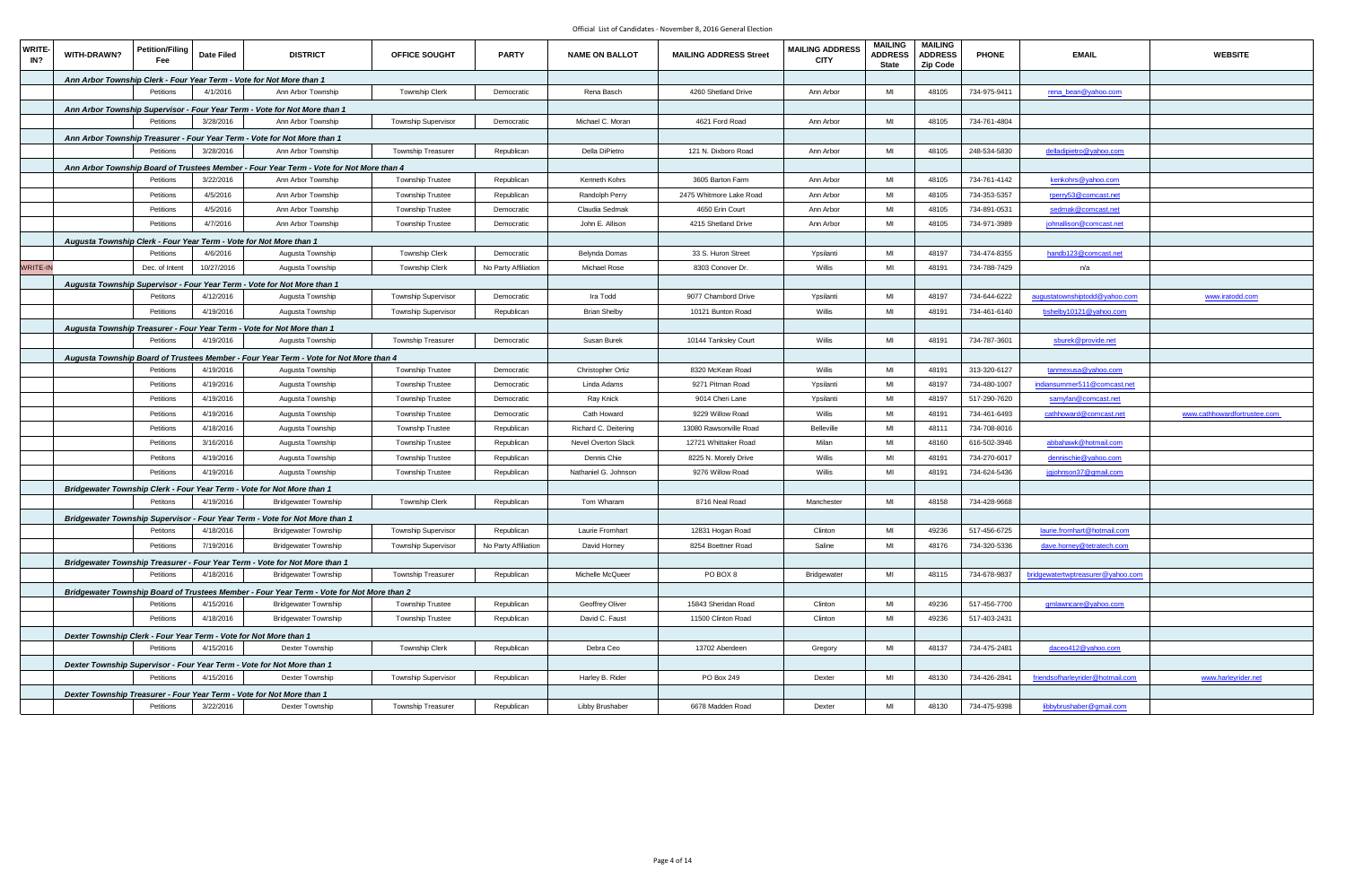Official List of Candidates - November 8, 2016 General Election

| WRITE-IN? | WITH-DRAWN? | Petition/Filing Fee | Date Filed | DISTRICT | OFFICE SOUGHT | PARTY | NAME ON BALLOT | MAILING ADDRESS Street | MAILING ADDRESS CITY | MAILING ADDRESS State | MAILING ADDRESS Zip Code | PHONE | EMAIL | WEBSITE |
|---|---|---|---|---|---|---|---|---|---|---|---|---|---|---|
| | *Ann Arbor Township Clerk - Four Year Term - Vote for Not More than 1* | | | | | | | | | | | | | |
| | | Petitions | 4/1/2016 | Ann Arbor Township | Township Clerk | Democratic | Rena Basch | 4260 Shetland Drive | Ann Arbor | MI | 48105 | 734-975-9411 | rena_bean@yahoo.com | |
| | *Ann Arbor Township Supervisor - Four Year Term - Vote for Not More than 1* | | | | | | | | | | | | | |
| | | Petitions | 3/28/2016 | Ann Arbor Township | Township Supervisor | Democratic | Michael C. Moran | 4621 Ford Road | Ann Arbor | MI | 48105 | 734-761-4804 | | |
| | *Ann Arbor Township Treasurer - Four Year Term - Vote for Not More than 1* | | | | | | | | | | | | | |
| | | Petitions | 3/28/2016 | Ann Arbor Township | Township Treasurer | Republican | Della DiPietro | 121 N. Dixboro Road | Ann Arbor | MI | 48105 | 248-534-5830 | delladipietro@yahoo.com | |
| | *Ann Arbor Township Board of Trustees Member - Four Year Term - Vote for Not More than 4* | | | | | | | | | | | | | |
| | | Petitions | 3/22/2016 | Ann Arbor Township | Township Trustee | Republican | Kenneth Kohrs | 3605 Barton Farm | Ann Arbor | MI | 48105 | 734-761-4142 | kenkohrs@yahoo.com | |
| | | Petitions | 4/5/2016 | Ann Arbor Township | Township Trustee | Republican | Randolph Perry | 2475 Whitmore Lake Road | Ann Arbor | MI | 48105 | 734-353-5357 | rperry53@comcast.net | |
| | | Petitions | 4/5/2016 | Ann Arbor Township | Township Trustee | Democratic | Claudia Sedmak | 4650 Erin Court | Ann Arbor | MI | 48105 | 734-891-0531 | sedmak@comcast.net | |
| | | Petitions | 4/7/2016 | Ann Arbor Township | Township Trustee | Democratic | John E. Allison | 4215 Shetland Drive | Ann Arbor | MI | 48105 | 734-971-3989 | johnallison@comcast.net | |
| | *Augusta Township Clerk - Four Year Term - Vote for Not More than 1* | | | | | | | | | | | | | |
| | | Petitions | 4/6/2016 | Augusta Township | Township Clerk | Democratic | Belynda Domas | 33 S. Huron Street | Ypsilanti | MI | 48197 | 734-474-8355 | handb123@comcast.net | |
| WRITE-IN | | Dec. of Intent | 10/27/2016 | Augusta Township | Township Clerk | No Party Affiliation | Michael Rose | 8303 Conover Dr. | Willis | MI | 48191 | 734-788-7429 | n/a | |
| | *Augusta Township Supervisor - Four Year Term - Vote for Not More than 1* | | | | | | | | | | | | | |
| | | Petitons | 4/12/2016 | Augusta Township | Township Supervisor | Democratic | Ira Todd | 9077 Chambord Drive | Ypsilanti | MI | 48197 | 734-644-6222 | augustatownshiptodd@yahoo.com | www.iratodd.com |
| | | Petitions | 4/19/2016 | Augusta Township | Township Supervisor | Republican | Brian Shelby | 10121 Bunton Road | Willis | MI | 48191 | 734-461-6140 | bshelby10121@yahoo.com | |
| | *Augusta Township Treasurer - Four Year Term - Vote for Not More than 1* | | | | | | | | | | | | | |
| | | Petitions | 4/19/2016 | Augusta Township | Township Treasurer | Democratic | Susan Burek | 10144 Tanksley Court | Willis | MI | 48191 | 734-787-3601 | sburek@provide.net | |
| | *Augusta Township Board of Trustees Member - Four Year Term - Vote for Not More than 4* | | | | | | | | | | | | | |
| | | Petitions | 4/19/2016 | Augusta Township | Township Trustee | Democratic | Christopher Ortiz | 8320 McKean Road | Willis | MI | 48191 | 313-320-6127 | tanmexusa@yahoo.com | |
| | | Petitions | 4/19/2016 | Augusta Township | Township Trustee | Democratic | Linda Adams | 9271 Pitman Road | Ypsilanti | MI | 48197 | 734-480-1007 | indiansummer511@comcast.net | |
| | | Petitions | 4/19/2016 | Augusta Township | Township Trustee | Democratic | Ray Knick | 9014 Cheri Lane | Ypsilanti | MI | 48197 | 517-290-7620 | samyfan@comcast.net | |
| | | Petitions | 4/19/2016 | Augusta Township | Township Trustee | Democratic | Cath Howard | 9229 Willow Road | Willis | MI | 48191 | 734-461-6493 | cathhoward@comcast.net | www.cathhowardfortrustee.com |
| | | Petitions | 4/18/2016 | Augusta Township | Townshp Trustee | Republican | Richard C. Deitering | 13080 Rawsonville Road | Belleville | MI | 48111 | 734-708-8016 | | |
| | | Petitions | 3/16/2016 | Augusta Township | Township Trustee | Republican | Nevel Overton Slack | 12721 Whittaker Road | Milan | MI | 48160 | 616-502-3946 | abbahawk@hotmail.com | |
| | | Petitons | 4/19/2016 | Augusta Township | Township Trustee | Republican | Dennis Chie | 8225 N. Morely Drive | Willis | MI | 48191 | 734-270-6017 | dennischie@yahoo.com | |
| | | Petitions | 4/19/2016 | Augusta Township | Township Trustee | Republican | Nathaniel G. Johnson | 9276 Willow Road | Willis | MI | 48191 | 734-624-5436 | jgjohnson37@gmail.com | |
| | *Bridgewater Township Clerk - Four Year Term - Vote for Not More than 1* | | | | | | | | | | | | | |
| | | Petitons | 4/19/2016 | Bridgewater Township | Township Clerk | Republican | Tom Wharam | 8716 Neal Road | Manchester | MI | 48158 | 734-428-9668 | | |
| | *Bridgewater Township Supervisor - Four Year Term - Vote for Not More than 1* | | | | | | | | | | | | | |
| | | Petitons | 4/18/2016 | Bridgewater Township | Township Supervisor | Republican | Laurie Fromhart | 12831 Hogan Road | Clinton | MI | 49236 | 517-456-6725 | laurie.fromhart@hotmail.com | |
| | | Petitions | 7/19/2016 | Bridgewater Township | Township Supervisor | No Party Affiliation | David Horney | 8254 Boettner Road | Saline | MI | 48176 | 734-320-5336 | dave.horney@tetratech.com | |
| | *Bridgewater Township Treasurer - Four Year Term - Vote for Not More than 1* | | | | | | | | | | | | | |
| | | Petitions | 4/18/2016 | Bridgewater Township | Township Treasurer | Republican | Michelle McQueer | PO BOX 8 | Bridgewater | MI | 48115 | 734-678-9837 | bridgewatertwptreasurer@yahoo.com | |
| | *Bridgewater Township Board of Trustees Member - Four Year Term - Vote for Not More than 2* | | | | | | | | | | | | | |
| | | Petitions | 4/15/2016 | Bridgewater Township | Township Trustee | Republican | Geoffrey Oliver | 15843 Sheridan Road | Clinton | MI | 49236 | 517-456-7700 | gmlawncare@yahoo.com | |
| | | Petitions | 4/18/2016 | Bridgewater Township | Township Trustee | Republican | David C. Faust | 11500 Clinton Road | Clinton | MI | 49236 | 517-403-2431 | | |
| | *Dexter Township Clerk - Four Year Term - Vote for Not More than 1* | | | | | | | | | | | | | |
| | | Petitions | 4/15/2016 | Dexter Township | Township Clerk | Republican | Debra Ceo | 13702 Aberdeen | Gregory | MI | 48137 | 734-475-2481 | daceo412@yahoo.com | |
| | *Dexter Township Supervisor - Four Year Term - Vote for Not More than 1* | | | | | | | | | | | | | |
| | | Petitions | 4/15/2016 | Dexter Township | Township Supervisor | Republican | Harley B. Rider | PO Box 249 | Dexter | MI | 48130 | 734-426-2841 | friendsofharleyrider@hotmail.com | www.harleyrider.net |
| | *Dexter Township Treasurer - Four Year Term - Vote for Not More than 1* | | | | | | | | | | | | | |
| | | Petitions | 3/22/2016 | Dexter Township | Township Treasurer | Republican | Libby Brushaber | 6678 Madden Road | Dexter | MI | 48130 | 734-475-9398 | libbybrushaber@gmail.com | |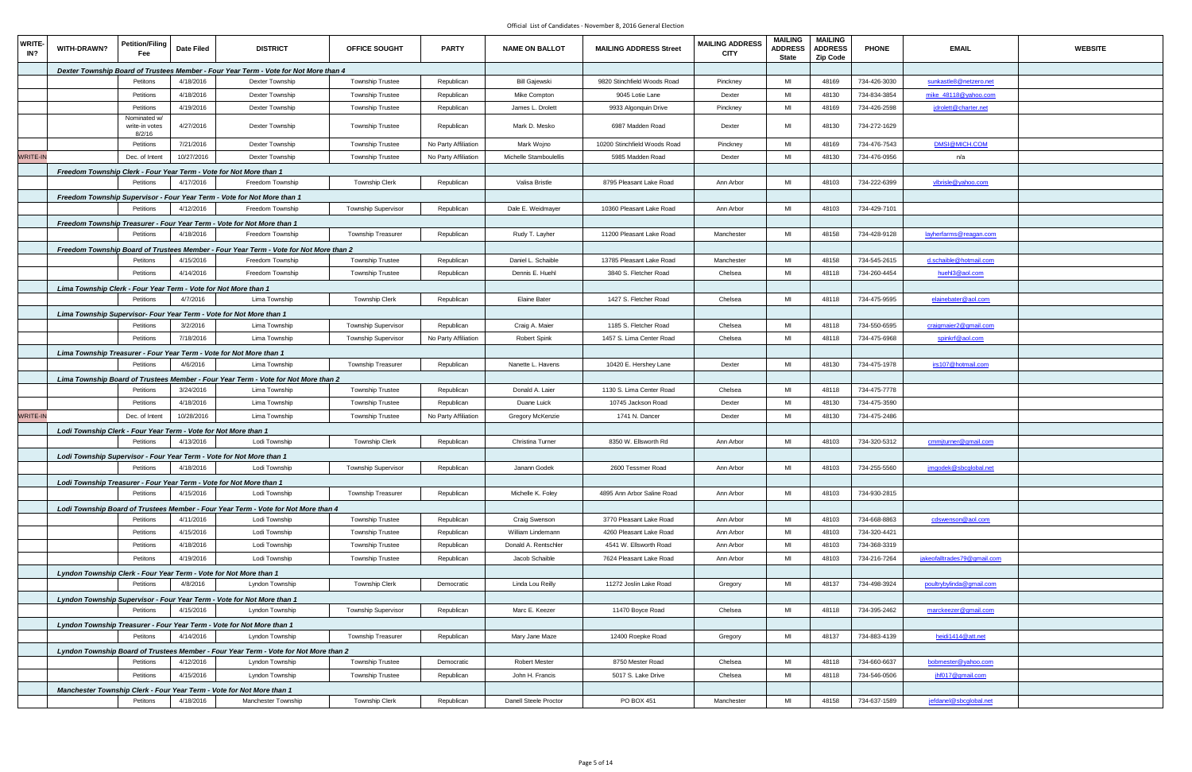Official List of Candidates - November 8, 2016 General Election

| WRITE-IN? | WITH-DRAWN? | Petition/Filing Fee | Date Filed | DISTRICT | OFFICE SOUGHT | PARTY | NAME ON BALLOT | MAILING ADDRESS Street | MAILING ADDRESS CITY | MAILING ADDRESS State | MAILING ADDRESS Zip Code | PHONE | EMAIL | WEBSITE |
|---|---|---|---|---|---|---|---|---|---|---|---|---|---|---|
| | | *Dexter Township Board of Trustees Member - Four Year Term - Vote for Not More than 4* | | | | | | | | | | | | |
| | | Petitions | 4/18/2016 | Dexter Township | Township Trustee | Republican | Bill Gajewski | 9820 Stinchfield Woods Road | Pinckney | MI | 48169 | 734-426-3030 | sunkastle8@netzero.net | |
| | | Petitions | 4/18/2016 | Dexter Township | Township Trustee | Republican | Mike Compton | 9045 Lotie Lane | Dexter | MI | 48130 | 734-834-3854 | mike_48118@yahoo.com | |
| | | Petitions | 4/19/2016 | Dexter Township | Township Trustee | Republican | James L. Drolett | 9933 Algonquin Drive | Pinckney | MI | 48169 | 734-426-2598 | jdrolett@charter.net | |
| | | Nominated w/ write-in votes 8/2/16 | 4/27/2016 | Dexter Township | Township Trustee | Republican | Mark D. Mesko | 6987 Madden Road | Dexter | MI | 48130 | 734-272-1629 | | |
| | | Petitions | 7/21/2016 | Dexter Township | Township Trustee | No Party Affiliation | Mark Wojno | 10200 Stinchfield Woods Road | Pinckney | MI | 48169 | 734-476-7543 | DMSI@MICH.COM | |
| WRITE-IN | | Dec. of Intent | 10/27/2016 | Dexter Township | Township Trustee | No Party Affiliation | Michelle Stamboulellis | 5985 Madden Road | Dexter | MI | 48130 | 734-476-0956 | n/a | |
| | | *Freedom Township Clerk - Four Year Term - Vote for Not More than 1* | | | | | | | | | | | | |
| | | Petitions | 4/17/2016 | Freedom Township | Township Clerk | Republican | Valisa Bristle | 8795 Pleasant Lake Road | Ann Arbor | MI | 48103 | 734-222-6399 | vlbrisle@yahoo.com | |
| | | *Freedom Township Supervisor - Four Year Term - Vote for Not More than 1* | | | | | | | | | | | | |
| | | Petitions | 4/12/2016 | Freedom Township | Township Supervisor | Republican | Dale E. Weidmayer | 10360 Pleasant Lake Road | Ann Arbor | MI | 48103 | 734-429-7101 | | |
| | | *Freedom Township Treasurer - Four Year Term - Vote for Not More than 1* | | | | | | | | | | | | |
| | | Petitions | 4/18/2016 | Freedom Township | Township Treasurer | Republican | Rudy T. Layher | 11200 Pleasant Lake Road | Manchester | MI | 48158 | 734-428-9128 | layherfarms@reagan.com | |
| | | *Freedom Township Board of Trustees Member - Four Year Term - Vote for Not More than 2* | | | | | | | | | | | | |
| | | Petitons | 4/15/2016 | Freedom Township | Township Trustee | Republican | Daniel L. Schaible | 13785 Pleasant Lake Road | Manchester | MI | 48158 | 734-545-2615 | d.schaible@hotmail.com | |
| | | Petitions | 4/14/2016 | Freedom Township | Township Trustee | Republican | Dennis E. Huehl | 3840 S. Fletcher Road | Chelsea | MI | 48118 | 734-260-4454 | huehl3@aol.com | |
| | | *Lima Township Clerk - Four Year Term - Vote for Not More than 1* | | | | | | | | | | | | |
| | | Petitions | 4/7/2016 | Lima Township | Township Clerk | Republican | Elaine Bater | 1427 S. Fletcher Road | Chelsea | MI | 48118 | 734-475-9595 | elainebater@aol.com | |
| | | *Lima Township Supervisor- Four Year Term - Vote for Not More than 1* | | | | | | | | | | | | |
| | | Petitions | 3/2/2016 | Lima Township | Township Supervisor | Republican | Craig A. Maier | 1185 S. Fletcher Road | Chelsea | MI | 48118 | 734-550-6595 | craigmaier2@gmail.com | |
| | | Petitions | 7/18/2016 | Lima Township | Township Supervisor | No Party Affiliation | Robert Spink | 1457 S. Lima Center Road | Chelsea | MI | 48118 | 734-475-6968 | spinkrf@aol.com | |
| | | *Lima Township Treasurer - Four Year Term - Vote for Not More than 1* | | | | | | | | | | | | |
| | | Petitions | 4/6/2016 | Lima Township | Township Treasurer | Republican | Nanette L. Havens | 10420 E. Hershey Lane | Dexter | MI | 48130 | 734-475-1978 | irs107@hotmail.com | |
| | | *Lima Township Board of Trustees Member - Four Year Term - Vote for Not More than 2* | | | | | | | | | | | | |
| | | Petitions | 3/24/2016 | Lima Township | Township Trustee | Republican | Donald A. Laier | 1130 S. Lima Center Road | Chelsea | MI | 48118 | 734-475-7778 | | |
| | | Petitions | 4/18/2016 | Lima Township | Township Trustee | Republican | Duane Luick | 10745 Jackson Road | Dexter | MI | 48130 | 734-475-3590 | | |
| WRITE-IN | | Dec. of Intent | 10/28/2016 | Lima Township | Township Trustee | No Party Affiliation | Gregory McKenzie | 1741 N. Dancer | Dexter | MI | 48130 | 734-475-2486 | | |
| | | *Lodi Township Clerk - Four Year Term - Vote for Not More than 1* | | | | | | | | | | | | |
| | | Petitions | 4/13/2016 | Lodi Township | Township Clerk | Republican | Christina Turner | 8350 W. Ellsworth Rd | Ann Arbor | MI | 48103 | 734-320-5312 | cmmjturner@gmail.com | |
| | | *Lodi Township Supervisor - Four Year Term - Vote for Not More than 1* | | | | | | | | | | | | |
| | | Petitions | 4/18/2016 | Lodi Township | Township Supervisor | Republican | Janann Godek | 2600 Tessmer Road | Ann Arbor | MI | 48103 | 734-255-5560 | jmgodek@sbcglobal.net | |
| | | *Lodi Township Treasurer - Four Year Term - Vote for Not More than 1* | | | | | | | | | | | | |
| | | Petitions | 4/15/2016 | Lodi Township | Township Treasurer | Republican | Michelle K. Foley | 4895 Ann Arbor Saline Road | Ann Arbor | MI | 48103 | 734-930-2815 | | |
| | | *Lodi Township Board of Trustees Member - Four Year Term - Vote for Not More than 4* | | | | | | | | | | | | |
| | | Petitions | 4/11/2016 | Lodi Township | Township Trustee | Republican | Craig Swenson | 3770 Pleasant Lake Road | Ann Arbor | MI | 48103 | 734-668-8863 | cdswenson@aol.com | |
| | | Petitions | 4/15/2016 | Lodi Township | Township Trustee | Republican | William Lindemann | 4260 Pleasant Lake Road | Ann Arbor | MI | 48103 | 734-320-4421 | | |
| | | Petitions | 4/18/2016 | Lodi Township | Township Trustee | Republican | Donald A. Rentschler | 4541 W. Ellsworth Road | Ann Arbor | MI | 48103 | 734-368-3319 | | |
| | | Petitons | 4/19/2016 | Lodi Township | Township Trustee | Republican | Jacob Schaible | 7624 Pleasant Lake Road | Ann Arbor | MI | 48103 | 734-216-7264 | jakeofalltrades79@gmail.com | |
| | | *Lyndon Township Clerk - Four Year Term - Vote for Not More than 1* | | | | | | | | | | | | |
| | | Petitions | 4/8/2016 | Lyndon Township | Township Clerk | Democratic | Linda Lou Reilly | 11272 Joslin Lake Road | Gregory | MI | 48137 | 734-498-3924 | poultrybylinda@gmail.com | |
| | | *Lyndon Township Supervisor - Four Year Term - Vote for Not More than 1* | | | | | | | | | | | | |
| | | Petitions | 4/15/2016 | Lyndon Township | Township Supervisor | Republican | Marc E. Keezer | 11470 Boyce Road | Chelsea | MI | 48118 | 734-395-2462 | marckeezer@gmail.com | |
| | | *Lyndon Township Treasurer - Four Year Term - Vote for Not More than 1* | | | | | | | | | | | | |
| | | Petitons | 4/14/2016 | Lyndon Township | Township Treasurer | Republican | Mary Jane Maze | 12400 Roepke Road | Gregory | MI | 48137 | 734-883-4139 | heidi1414@att.net | |
| | | *Lyndon Township Board of Trustees Member - Four Year Term - Vote for Not More than 2* | | | | | | | | | | | | |
| | | Petitions | 4/12/2016 | Lyndon Township | Township Trustee | Democratic | Robert Mester | 8750 Mester Road | Chelsea | MI | 48118 | 734-660-6637 | bobmester@yahoo.com | |
| | | Petitions | 4/15/2016 | Lyndon Township | Township Trustee | Republican | John H. Francis | 5017 S. Lake Drive | Chelsea | MI | 48118 | 734-546-0506 | jhf017@gmail.com | |
| | | *Manchester Township Clerk - Four Year Term - Vote for Not More than 1* | | | | | | | | | | | | |
| | | Petitons | 4/18/2016 | Manchester Township | Township Clerk | Republican | Danell Steele Proctor | PO BOX 451 | Manchester | MI | 48158 | 734-637-1589 | jefdanel@sbcglobal.net | |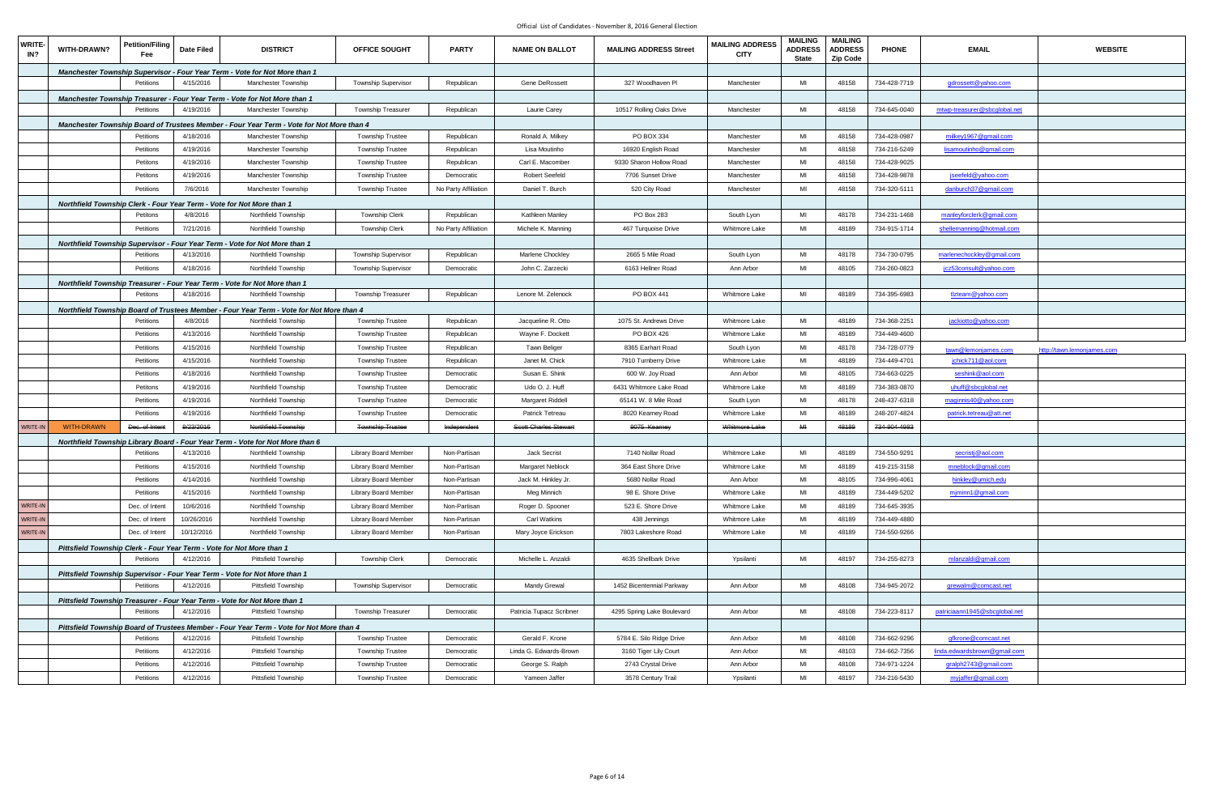Official List of Candidates - November 8, 2016 General Election

| WRITE-IN? | WITH-DRAWN? | Petition/Filing Fee | Date Filed | DISTRICT | OFFICE SOUGHT | PARTY | NAME ON BALLOT | MAILING ADDRESS Street | MAILING ADDRESS CITY | MAILING ADDRESS State | MAILING ADDRESS Zip Code | PHONE | EMAIL | WEBSITE |
|---|---|---|---|---|---|---|---|---|---|---|---|---|---|---|
| | | *Manchester Township Supervisor - Four Year Term - Vote for Not More than 1* | | | | | | | | | | | | |
| | | Petitions | 4/15/2016 | Manchester Township | Township Supervisor | Republican | Gene DeRossett | 327 Woodhaven Pl | Manchester | MI | 48158 | 734-428-7719 | gdrossett@yahoo.com | |
| | | *Manchester Township Treasurer - Four Year Term - Vote for Not More than 1* | | | | | | | | | | | | |
| | | Petitions | 4/19/2016 | Manchester Township | Township Treasurer | Republican | Laurie Carey | 10517 Rolling Oaks Drive | Manchester | MI | 48158 | 734-645-0040 | mtwp-treasurer@sbcglobal.net | |
| | | *Manchester Township Board of Trustees Member - Four Year Term - Vote for Not More than 4* | | | | | | | | | | | | |
| | | Petitions | 4/18/2016 | Manchester Township | Township Trustee | Republican | Ronald A. Milkey | PO BOX 334 | Manchester | MI | 48158 | 734-428-0987 | milkey1967@gmail.com | |
| | | Petitions | 4/19/2016 | Manchester Township | Township Trustee | Republican | Lisa Moutinho | 16920 English Road | Manchester | MI | 48158 | 734-216-5249 | lisamoutinho@gmail.com | |
| | | Petitons | 4/19/2016 | Manchester Township | Township Trustee | Republican | Carl E. Macomber | 9330 Sharon Hollow Road | Manchester | MI | 48158 | 734-428-9025 | | |
| | | Petitons | 4/19/2016 | Manchester Township | Township Trustee | Democratic | Robert Seefeld | 7706 Sunset Drive | Manchester | MI | 48158 | 734-428-9878 | jseefeld@yahoo.com | |
| | | Petitions | 7/6/2016 | Manchester Township | Township Trustee | No Party Affiliation | Daniel T. Burch | 520 City Road | Manchester | MI | 48158 | 734-320-5111 | danburch37@gmail.com | |
| | | *Northfield Township Clerk - Four Year Term - Vote for Not More than 1* | | | | | | | | | | | | |
| | | Petitons | 4/8/2016 | Northfield Township | Township Clerk | Republican | Kathleen Manley | PO Box 283 | South Lyon | MI | 48178 | 734-231-1468 | manleyforclerk@gmail.com | |
| | | Petitions | 7/21/2016 | Northfield Township | Township Clerk | No Party Affiliation | Michele K. Manning | 467 Turquoise Drive | Whitmore Lake | MI | 48189 | 734-915-1714 | shellemanning@hotmail.com | |
| | | *Northfield Township Supervisor - Four Year Term - Vote for Not More than 1* | | | | | | | | | | | | |
| | | Petitions | 4/13/2016 | Northfield Township | Township Supervisor | Republican | Marlene Chockley | 2665 5 Mile Road | South Lyon | MI | 48178 | 734-730-0795 | marlenechockley@gmail.com | |
| | | Petitions | 4/18/2016 | Northfield Township | Township Supervisor | Democratic | John C. Zarzecki | 6163 Hellner Road | Ann Arbor | MI | 48105 | 734-260-0823 | jcz53consult@yahoo.com | |
| | | *Northfield Township Treasurer - Four Year Term - Vote for Not More than 1* | | | | | | | | | | | | |
| | | Petitons | 4/18/2016 | Northfield Township | Township Treasurer | Republican | Lenore M. Zelenock | PO BOX 441 | Whitmore Lake | MI | 48189 | 734-395-6983 | tlzteam@yahoo.com | |
| | | *Northfield Township Board of Trustees Member - Four Year Term - Vote for Not More than 4* | | | | | | | | | | | | |
| | | Petitions | 4/8/2016 | Northfield Township | Township Trustee | Republican | Jacqueline R. Otto | 1075 St. Andrews Drive | Whitmore Lake | MI | 48189 | 734-368-2251 | jackiotto@yahoo.com | |
| | | Petitions | 4/13/2016 | Northfield Township | Township Trustee | Republican | Wayne F. Dockett | PO BOX 426 | Whitmore Lake | MI | 48189 | 734-449-4600 | | |
| | | Petitions | 4/15/2016 | Northfield Township | Township Trustee | Republican | Tawn Beliger | 8365 Earhart Road | South Lyon | MI | 48178 | 734-728-0779 | tawn@lemonjames.com | http://tawn.lemonjames.com |
| | | Petitions | 4/15/2016 | Northfield Township | Township Trustee | Republican | Janet M. Chick | 7910 Turnberry Drive | Whitmore Lake | MI | 48189 | 734-449-4701 | jchick711@aol.com | |
| | | Petitions | 4/18/2016 | Northfield Township | Township Trustee | Democratic | Susan E. Shink | 600 W. Joy Road | Ann Arbor | MI | 48105 | 734-663-0225 | seshink@aol.com | |
| | | Petitons | 4/19/2016 | Northfield Township | Township Trustee | Democratic | Udo O. J. Huff | 6431 Whitmore Lake Road | Whitmore Lake | MI | 48189 | 734-383-0870 | uhuff@sbcglobal.net | |
| | | Petitions | 4/19/2016 | Northfield Township | Township Trustee | Democratic | Margaret Riddell | 65141 W. 8 Mile Road | South Lyon | MI | 48178 | 248-437-6318 | maginnis40@yahoo.com | |
| | | Petitions | 4/19/2016 | Northfield Township | Township Trustee | Democratic | Patrick Tetreau | 8020 Kearney Road | Whitmore Lake | MI | 48189 | 248-207-4824 | patrick.tetreau@att.net | |
| WRITE-IN | WITH-DRAWN | ~~Dec. of Intent~~ | ~~8/23/2016~~ | ~~Northfield Township~~ | ~~Township Trustee~~ | ~~Independent~~ | ~~Scott Charles Stewart~~ | ~~9075 Kearney~~ | ~~Whitmore Lake~~ | ~~MI~~ | ~~48189~~ | ~~734-904-4983~~ | | |
| | | *Northfield Township Library Board - Four Year Term - Vote for Not More than 6* | | | | | | | | | | | | |
| | | Petitions | 4/13/2016 | Northfield Township | Library Board Member | Non-Partisan | Jack Secrist | 7140 Nollar Road | Whitmore Lake | MI | 48189 | 734-550-9291 | secristj@aol.com | |
| | | Petitions | 4/15/2016 | Northfield Township | Library Board Member | Non-Partisan | Margaret Neblock | 364 East Shore Drive | Whitmore Lake | MI | 48189 | 419-215-3158 | mneblock@gmail.com | |
| | | Petitions | 4/14/2016 | Northfield Township | Library Board Member | Non-Partisan | Jack M. Hinkley Jr. | 5680 Nollar Road | Ann Arbor | MI | 48105 | 734-996-4061 | hinkley@umich.edu | |
| | | Petitions | 4/15/2016 | Northfield Township | Library Board Member | Non-Partisan | Meg Minnich | 98 E. Shore Drive | Whitmore Lake | MI | 48189 | 734-449-5202 | mjminn1@gmail.com | |
| WRITE-IN | | Dec. of Intent | 10/6/2016 | Northfield Township | Library Board Member | Non-Partisan | Roger D. Spooner | 523 E. Shore Drive | Whitmore Lake | MI | 48189 | 734-645-3935 | | |
| WRITE-IN | | Dec. of Intent | 10/26/2016 | Northfield Township | Library Board Member | Non-Partisan | Carl Watkins | 438 Jennings | Whitmore Lake | MI | 48189 | 734-449-4880 | | |
| WRITE-IN | | Dec. of Intent | 10/12/2016 | Northfield Township | Library Board Member | Non-Partisan | Mary Joyce Erickson | 7803 Lakeshore Road | Whitmore Lake | MI | 48189 | 734-550-9266 | | |
| | | *Pittsfield Township Clerk - Four Year Term - Vote for Not More than 1* | | | | | | | | | | | | |
| | | Petitions | 4/12/2016 | Pittsfield Township | Township Clerk | Democratic | Michelle L. Anzaldi | 4635 Shellbark Drive | Ypsilanti | MI | 48197 | 734-255-8273 | mlanzaldi@gmail.com | |
| | | *Pittsfield Township Supervisor - Four Year Term - Vote for Not More than 1* | | | | | | | | | | | | |
| | | Petitions | 4/12/2016 | Pittsfield Township | Township Supervisor | Democratic | Mandy Grewal | 1452 Bicentennial Parkway | Ann Arbor | MI | 48108 | 734-945-2072 | grewalm@comcast.net | |
| | | *Pittsfield Township Treasurer - Four Year Term - Vote for Not More than 1* | | | | | | | | | | | | |
| | | Petitions | 4/12/2016 | Pittsfield Township | Township Treasurer | Democratic | Patricia Tupacz Scribner | 4295 Spring Lake Boulevard | Ann Arbor | MI | 48108 | 734-223-8117 | patriciaann1945@sbcglobal.net | |
| | | *Pittsfield Township Board of Trustees Member - Four Year Term - Vote for Not More than 4* | | | | | | | | | | | | |
| | | Petitions | 4/12/2016 | Pittsfield Township | Township Trustee | Democratic | Gerald F. Krone | 5784 E. Silo Ridge Drive | Ann Arbor | MI | 48108 | 734-662-9296 | gfkrone@comcast.net | |
| | | Petitions | 4/12/2016 | Pittsfield Township | Township Trustee | Democratic | Linda G. Edwards-Brown | 3160 Tiger Lily Court | Ann Arbor | MI | 48103 | 734-662-7356 | linda.edwardsbrown@gmail.com | |
| | | Petitions | 4/12/2016 | Pittsfield Township | Township Trustee | Democratic | George S. Ralph | 2743 Crystal Drive | Ann Arbor | MI | 48108 | 734-971-1224 | gralph2743@gmail.com | |
| | | Petitions | 4/12/2016 | Pittsfield Township | Township Trustee | Democratic | Yameen Jaffer | 3578 Century Trail | Ypsilanti | MI | 48197 | 734-216-5430 | myjaffer@gmail.com | |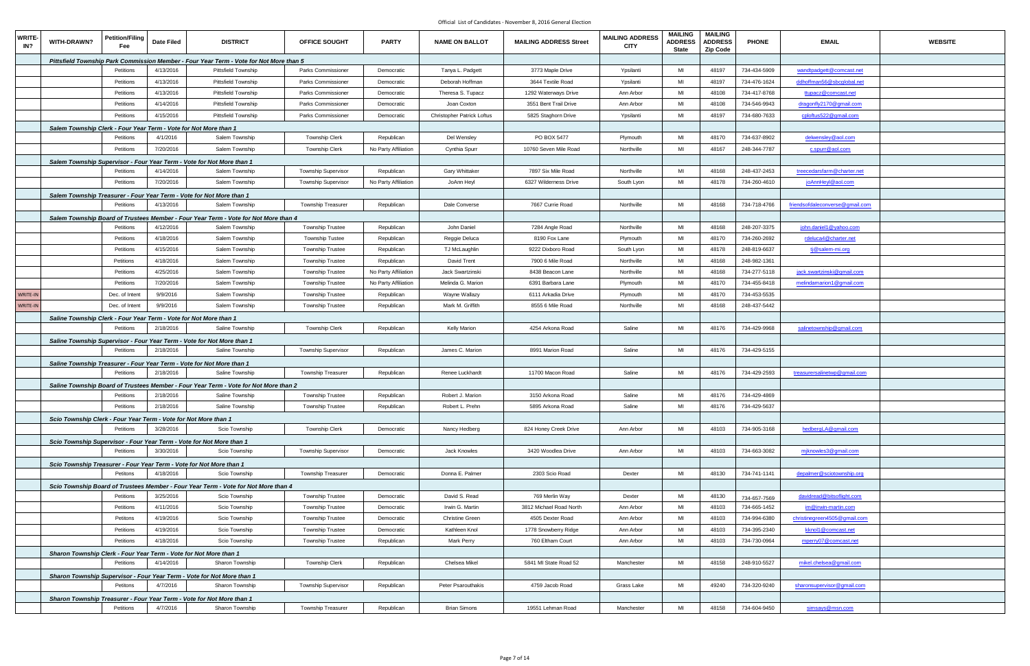Official List of Candidates - November 8, 2016 General Election

| WRITE-IN? | WITH-DRAWN? | Petition/Filing Fee | Date Filed | DISTRICT | OFFICE SOUGHT | PARTY | NAME ON BALLOT | MAILING ADDRESS Street | MAILING ADDRESS CITY | MAILING ADDRESS State | MAILING ADDRESS Zip Code | PHONE | EMAIL | WEBSITE |
|---|---|---|---|---|---|---|---|---|---|---|---|---|---|---|
| *Pittsfield Township Park Commission Member - Four Year Term - Vote for Not More than 5* | | | | | | | | | | | | | | |
| | | Petitions | 4/13/2016 | Pittsfield Township | Parks Commissioner | Democratic | Tanya L. Padgett | 3773 Maple Drive | Ypsilanti | MI | 48197 | 734-434-5909 | wandtpadgett@comcast.net | |
| | | Petitions | 4/13/2016 | Pittsfield Township | Parks Commissioner | Democratic | Deborah Hoffman | 3644 Textile Road | Ypsilanti | MI | 48197 | 734-476-1624 | ddhoffman56@sbcglobal.net | |
| | | Petitions | 4/13/2016 | Pittsfield Township | Parks Commissioner | Democratic | Theresa S. Tupacz | 1292 Waterways Drive | Ann Arbor | MI | 48108 | 734-417-8768 | ttupacz@comcast.net | |
| | | Petitions | 4/14/2016 | Pittsfield Township | Parks Commissioner | Democratic | Joan Coxton | 3551 Bent Trail Drive | Ann Arbor | MI | 48108 | 734-546-9943 | dragonfly2170@gmail.com | |
| | | Petitions | 4/15/2016 | Pittsfield Township | Parks Commissioner | Democratic | Christopher Patrick Loftus | 5825 Staghorn Drive | Ypsilanti | MI | 48197 | 734-680-7633 | cploftus522@gmail.com | |
| *Salem Township Clerk - Four Year Term - Vote for Not More than 1* | | | | | | | | | | | | | | |
| | | Petitions | 4/1/2016 | Salem Township | Township Clerk | Republican | Del Wensley | PO BOX 5477 | Plymouth | MI | 48170 | 734-637-8902 | delwensley@aol.com | |
| | | Petitions | 7/20/2016 | Salem Township | Township Clerk | No Party Affiliation | Cynthia Spurr | 10760 Seven Mile Road | Northville | MI | 48167 | 248-344-7787 | c.spurr@aol.com | |
| *Salem Township Supervisor - Four Year Term - Vote for Not More than 1* | | | | | | | | | | | | | | |
| | | Petitions | 4/14/2016 | Salem Township | Township Supervisor | Republican | Gary Whittaker | 7897 Six Mile Road | Northville | MI | 48168 | 248-437-2453 | treecedarsfarm@charter.net | |
| | | Petitions | 7/20/2016 | Salem Township | Township Supervisor | No Party Affiliation | JoAnn Heyl | 6327 Wilderness Drive | South Lyon | MI | 48178 | 734-260-4610 | joAnnHeyl@aol.com | |
| *Salem Township Treasurer - Four Year Term - Vote for Not More than 1* | | | | | | | | | | | | | | |
| | | Petitions | 4/13/2016 | Salem Township | Township Treasurer | Republican | Dale Converse | 7667 Currie Road | Northville | MI | 48168 | 734-718-4766 | friendsofdaleconverse@gmail.com | |
| *Salem Township Board of Trustees Member - Four Year Term - Vote for Not More than 4* | | | | | | | | | | | | | | |
| | | Petitions | 4/12/2016 | Salem Township | Township Trustee | Republican | John Daniel | 7284 Angle Road | Northville | MI | 48168 | 248-207-3375 | john.daniel1@yahoo.com | |
| | | Petitions | 4/18/2016 | Salem Township | Township Tustee | Republican | Reggie Deluca | 8190 Fox Lane | Plymouth | MI | 48170 | 734-260-2692 | rdeluca4@charter.net | |
| | | Petitions | 4/15/2016 | Salem Township | Township Trustee | Republican | TJ McLaughlin | 9222 Dixboro Road | South Lyon | MI | 48178 | 248-819-6637 | tj@salem-mi.org | |
| | | Petitions | 4/18/2016 | Salem Township | Township Trustee | Republican | David Trent | 7900 6 Mile Road | Northville | MI | 48168 | 248-982-1361 | | |
| | | Petitions | 4/25/2016 | Salem Township | Township Trustee | No Party Affiliation | Jack Swartzinski | 8438 Beacon Lane | Northville | MI | 48168 | 734-277-5118 | jack.swartzinski@gmail.com | |
| | | Petitions | 7/20/2016 | Salem Township | Township Trustee | No Party Affiliation | Melinda G. Marion | 6391 Barbara Lane | Plymouth | MI | 48170 | 734-455-8418 | melindamarion1@gmail.com | |
| WRITE-IN | | Dec. of Intent | 9/9/2016 | Salem Township | Township Trustee | Republican | Wayne Wallazy | 6111 Arkadia Drive | Plymouth | MI | 48170 | 734-453-5535 | | |
| WRITE-IN | | Dec. of Intent | 9/9/2016 | Salem Township | Township Trustee | Republican | Mark M. Griffith | 8555 6 Mile Road | Northville | MI | 48168 | 248-437-5442 | | |
| *Saline Township Clerk - Four Year Term - Vote for Not More than 1* | | | | | | | | | | | | | | |
| | | Petitions | 2/18/2016 | Saline Township | Township Clerk | Republican | Kelly Marion | 4254 Arkona Road | Saline | MI | 48176 | 734-429-9968 | salinetownship@gmail.com | |
| *Saline Township Supervisor - Four Year Term - Vote for Not More than 1* | | | | | | | | | | | | | | |
| | | Petitions | 2/18/2016 | Saline Township | Township Supervisor | Republican | James C. Marion | 8991 Marion Road | Saline | MI | 48176 | 734-429-5155 | | |
| *Saline Township Treasurer - Four Year Term - Vote for Not More than 1* | | | | | | | | | | | | | | |
| | | Petitions | 2/18/2016 | Saline Township | Township Treasurer | Republican | Renee Luckhardt | 11700 Macon Road | Saline | MI | 48176 | 734-429-2593 | treasurersalinetwp@gmail.com | |
| *Saline Township Board of Trustees Member - Four Year Term - Vote for Not More than 2* | | | | | | | | | | | | | | |
| | | Petitions | 2/18/2016 | Saline Township | Township Trustee | Republican | Robert J. Marion | 3150 Arkona Road | Saline | MI | 48176 | 734-429-4869 | | |
| | | Petitions | 2/18/2016 | Saline Township | Township Trustee | Republican | Robert L. Prehn | 5895 Arkona Road | Saline | MI | 48176 | 734-429-5637 | | |
| *Scio Township Clerk - Four Year Term - Vote for Not More than 1* | | | | | | | | | | | | | | |
| | | Petitions | 3/28/2016 | Scio Township | Township Clerk | Democratic | Nancy Hedberg | 824 Honey Creek Drive | Ann Arbor | MI | 48103 | 734-905-3168 | hedbergLA@gmail.com | |
| *Scio Township Supervisor - Four Year Term - Vote for Not More than 1* | | | | | | | | | | | | | | |
| | | Petitions | 3/30/2016 | Scio Township | Township Supervisor | Democratic | Jack Knowles | 3420 Woodlea Drive | Ann Arbor | MI | 48103 | 734-663-3082 | mjknowles3@gmail.com | |
| *Scio Township Treasurer - Four Year Term - Vote for Not More than 1* | | | | | | | | | | | | | | |
| | | Petitons | 4/18/2016 | Scio Township | Township Treasurer | Democratic | Donna E. Palmer | 2303 Scio Road | Dexter | MI | 48130 | 734-741-1141 | depalmer@sciotownship.org | |
| *Scio Township Board of Trustees Member - Four Year Term - Vote for Not More than 4* | | | | | | | | | | | | | | |
| | | Petitions | 3/25/2016 | Scio Township | Township Trustee | Democratic | David S. Read | 769 Merlin Way | Dexter | MI | 48130 | 734-657-7569 | davidread@bitsoflight.com | |
| | | Petitions | 4/11/2016 | Scio Township | Township Trustee | Democratic | Irwin G. Martin | 3812 Michael Road North | Ann Arbor | MI | 48103 | 734-665-1452 | im@irwin-martin.com | |
| | | Petitons | 4/19/2016 | Scio Township | Township Trustee | Democratic | Christine Green | 4505 Dexter Road | Ann Arbor | MI | 48103 | 734-994-6380 | christinegreen4505@gmail.com | |
| | | Petitions | 4/19/2016 | Scio Township | Township Trustee | Democratic | Kathleen Knol | 1778 Snowberry Ridge | Ann Arbor | MI | 48103 | 734-395-2340 | kknol1@comcast.net | |
| | | Petitions | 4/18/2016 | Scio Township | Township Trustee | Republican | Mark Perry | 760 Eltham Court | Ann Arbor | MI | 48103 | 734-730-0964 | mperry07@comcast.net | |
| *Sharon Township Clerk - Four Year Term - Vote for Not More than 1* | | | | | | | | | | | | | | |
| | | Petitions | 4/14/2016 | Sharon Township | Township Clerk | Republican | Chelsea Mikel | 5841 MI State Road 52 | Manchester | MI | 48158 | 248-910-5527 | mikel.chelsea@gmail.com | |
| *Sharon Township Supervisor - Four Year Term - Vote for Not More than 1* | | | | | | | | | | | | | | |
| | | Petitons | 4/7/2016 | Sharon Township | Township Supervisor | Republican | Peter Psarouthakis | 4759 Jacob Road | Grass Lake | MI | 49240 | 734-320-9240 | sharonsupervisor@gmail.com | |
| *Sharon Township Treasurer - Four Year Term - Vote for Not More than 1* | | | | | | | | | | | | | | |
| | | Petitions | 4/7/2016 | Sharon Township | Township Treasurer | Republican | Brian Simons | 19551 Lehman Road | Manchester | MI | 48158 | 734-604-9450 | simsays@msn.com | |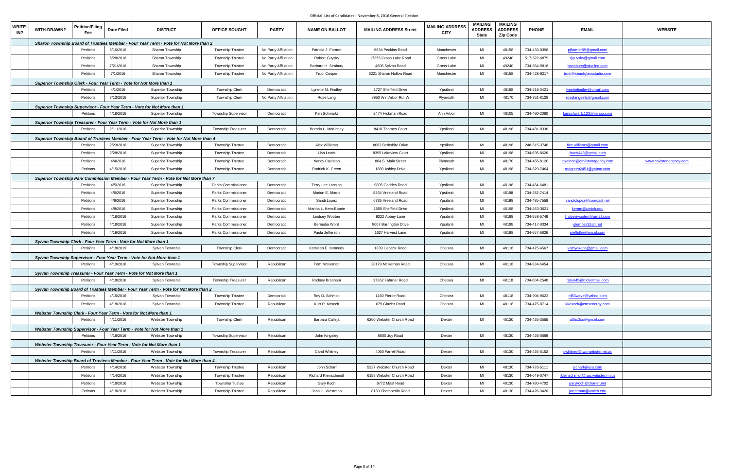Official List of Candidates - November 8, 2016 General Election

| WRITE-IN? | WITH-DRAWN? | Petition/Filing Fee | Date Filed | DISTRICT | OFFICE SOUGHT | PARTY | NAME ON BALLOT | MAILING ADDRESS Street | MAILING ADDRESS CITY | MAILING ADDRESS State | MAILING ADDRESS Zip Code | PHONE | EMAIL | WEBSITE |
|---|---|---|---|---|---|---|---|---|---|---|---|---|---|---|
| | | *Sharon Township Board of Trustees Member - Four Year Term - Vote for Not More than 2* | | | | | | | | | | | | |
| | | Petitions | 6/16/2016 | Sharon Township | Township Trustee | No Party Affiliation | Patricia J. Farmer | 6634 Peckins Road | Manchester | MI | 48158 | 734-433-0398 | pjfarmer05@gmail.com | |
| | | Petitions | 6/28/2016 | Sharon Township | Township Trustee | No Party Affiliation | Robert Guysky | 17355 Grass Lake Road | Grass Lake | MI | 49240 | 517-522-6879 | rjguysky@gmail.com | |
| | | Petitions | 7/21/2016 | Sharon Township | Township Trustee | No Party Affiliation | Barbara H. Seabury | 4608 Sylvan Road | Grass Lake | MI | 49240 | 734-564-5816 | bseabury@pipeline.com | |
| | | Petitions | 7/1/2016 | Sharon Township | Township Trustee | No Party Affiliation | Trudi Cooper | 6221 Sharon Hollow Road | Manchester | MI | 48158 | 734-428-9217 | trudi@seaofglassstudio.com | |
| | | *Superior Township Clerk - Four Year Term - Vote for Not More than 1* | | | | | | | | | | | | |
| | | Petitions | 4/1/2016 | Superior Township | Township Clerk | Democratic | Lynette M. Findley | 1727 Sheffield Drive | Ypsilanti | MI | 48198 | 734-218-3421 | lynettefindley@gmail.com | |
| | | Petitions | 7/13/2016 | Superior Township | Township Clerk | No Party Affiliation | Rose Lang | 8950 Ann Arbor Rd. W | Plymouth | MI | 48170 | 734-751-8129 | roselangsells@gmail.com | |
| | | *Superior Township Supervisor - Four Year Term - Vote for Not More than 1* | | | | | | | | | | | | |
| | | Petitons | 4/18/2016 | Superior Township | Township Supervisor | Democratic | Ken Schwartz | 2474 Hickman Road | Ann Arbor | MI | 48105 | 734-480-2060 | kenschwartz123@yahoo.com | |
| | | *Superior Township Treasurer - Four Year Term - Vote for Not More than 1* | | | | | | | | | | | | |
| | | Petitions | 2/11/2016 | Superior Township | Township Treasurer | Democratic | Brenda L. McKinney | 8418 Thames Court | Ypsilanti | MI | 48198 | 734-481-0336 | | |
| | | *Superior Township Board of Trustees Member - Four Year Term - Vote for Not More than 4* | | | | | | | | | | | | |
| | | Petitions | 2/23/2016 | Superior Township | Township Trustee | Democratic | Alex Williams | 8063 Berkshire Drive | Ypsilanti | MI | 48198 | 248-615-3748 | flex.williams@gmail.com | |
| | | Petitions | 2/28/2016 | Superior Township | Township Trustee | Democratic | Lisa Lewis | 8395 Lakeview Court | Ypsilanti | MI | 48198 | 734-635-8626 | llewis448@gmail.com | |
| | | Petitions | 4/4/2016 | Superior Township | Township Trustee | Democratic | Nancy Caviston | 864 S. Main Street | Plymouth | MI | 48170 | 734-455-8120 | caviston@cavistonagency.com | www.cavistonagency.com |
| | | Petitons | 4/15/2016 | Superior Township | Township Trustee | Democratic | Rodrick K. Green | 1889 Ashley Drive | Ypsilanti | MI | 48198 | 734-829-7464 | rodgreen2451@yahoo.com | |
| | | *Superior Township Park Commission Member - Four Year Term - Vote for Not More than 7* | | | | | | | | | | | | |
| | | Petitions | 4/5/2016 | Superior Township | Parks Commissioner | Democratic | Terry Lee Lansing | 9805 Geddes Road | Ypsilanti | MI | 48198 | 734-484-6481 | | |
| | | Petitions | 4/6/2016 | Superior Township | Parks Commissioner | Democratic | Marion E. Morris | 8264 Vreeland Road | Ypsilanti | MI | 48198 | 734-482-7414 | | |
| | | Petitions | 4/6/2016 | Superior Township | Parks Commissioner | Democratic | Sandi Lopez | 6735 Vreeland Road | Ypsilanti | MI | 48198 | 734-485-7558 | sandiclopez@comcast.net | |
| | | Petitions | 4/8/2016 | Superior Township | Parks Commissioner | Democratic | Martha L. Kern-Boprie | 1659 Sheffield Drive | Ypsilanti | MI | 48198 | 734-483-3621 | kernm@umich.edu | |
| | | Petitions | 4/18/2016 | Superior Township | Parks Commissioner | Democratic | Lindsey Wooten | 9222 Abbey Lane | Ypsilanti | MI | 48198 | 734-558-5749 | lindseyjwooten@gmail.com | |
| | | Petitions | 4/18/2016 | Superior Township | Parks Commissioner | Democratic | Bernedia Word | 8607 Barrington Drive | Ypsilanti | MI | 48198 | 734-417-0334 | glemps2@att.net | |
| | | Petitions | 4/19/2016 | Superior Township | Parks Commissioner | Democratic | Paula Jefferson | 1627 Harvest Lane | Ypsilanti | MI | 48198 | 734-657-6826 | pjeffuller@gmail.com | |
| | | *Sylvan Township Clerk - Four Year Term - Vote for Not More than 1* | | | | | | | | | | | | |
| | | Petitions | 4/18/2019 | Sylvan Township | Township Clerk | Democratic | Kathleen E. Kennedy | 1339 Liebeck Road | Chelsea | MI | 48118 | 734-475-4567 | kathyekenn@gmail.com | |
| | | *Sylvan Township Supervisor - Four Year Term - Vote for Not More than 1* | | | | | | | | | | | | |
| | | Petitions | 4/19/2016 | Sylvan Township | Township Supervisor | Republican | Tom McKernan | 20179 McKernan Road | Chelsea | MI | 48118 | 734-834-5454 | | |
| | | *Sylvan Township Treasurer - Four Year Term - Vote for Not More than 1* | | | | | | | | | | | | |
| | | Petitions | 4/18/2016 | Sylvan Township | Township Treasurer | Republican | Rodney Branham | 17262 Fahrner Road | Chelsea | MI | 48118 | 734-604-2540 | rerun45@rocketmail.com | |
| | | *Sylvan Township Board of Trustees Member - Four Year Term - Vote for Not More than 2* | | | | | | | | | | | | |
| | | Petitions | 4/15/2016 | Sylvan Township | Township Trustee | Democratic | Roy D. Schmidt | 1160 Pierce Road | Chelsea | MI | 48118 | 734-904-9622 | rd53wave@yahoo.com | |
| | | Petitions | 4/18/2016 | Sylvan Township | Township Trustee | Republican | Kurt P. Koseck | 679 Glazier Road | Chelsea | MI | 48118 | 734-475-8714 | kkoseck@cmsenergy.com | |
| | | *Webster Township Clerk - Four Year Term - Vote for Not More than 1* | | | | | | | | | | | | |
| | | Petitions | 4/11/2016 | Webster Township | Township Clerk | Republican | Barbara Calleja | 6260 Webster Church Road | Dexter | MI | 48130 | 734-426-3555 | a3bc2co@gmail.com | |
| | | *Webster Township Supervisor - Four Year Term - Vote for Not More than 1* | | | | | | | | | | | | |
| | | Petitons | 4/18/2016 | Webster Township | Township Supervisor | Republican | John Kingsley | 6000 Joy Road | Dexter | MI | 48130 | 734-426-0669 | | |
| | | *Webster Township Treasurer - Four Year Term - Vote for Not More than 1* | | | | | | | | | | | | |
| | | Petitions | 4/11/2016 | Webster Township | Township Treasurer | Republican | Carol Whitney | 4060 Farrell Road | Dexter | MI | 48130 | 734-426-6152 | cwhitney@twp.webster.mi.us | |
| | | *Webster Township Board of Trustees Member - Four Year Term - Vote for Not More than 4* | | | | | | | | | | | | |
| | | Petitions | 4/14/2016 | Webster Township | Township Trustee | Republican | John Scharf | 5327 Webster Church Road | Dexter | MI | 48130 | 734-726-5111 | jscharf@usa.com | |
| | | Petitions | 4/14/2016 | Webster Township | Township Trustee | Republican | Richard Kleinschmidt | 6158 Webster Church Road | Dexter | MI | 48130 | 734-649-0747 | rkleinschmidt@twp.webster.mi.us | |
| | | Petitions | 4/18/2016 | Webster Township | Township Tustee | Republican | Gary Koch | 6772 Mast Road | Dexter | MI | 48130 | 734-780-4702 | garykoch@charter.net | |
| | | Petitons | 4/18/2016 | Webster Township | Township Trustee | Republican | John H. Westman | 8130 Chamberlin Road | Dexter | MI | 48130 | 734-426-3420 | jwestman@umich.edu | |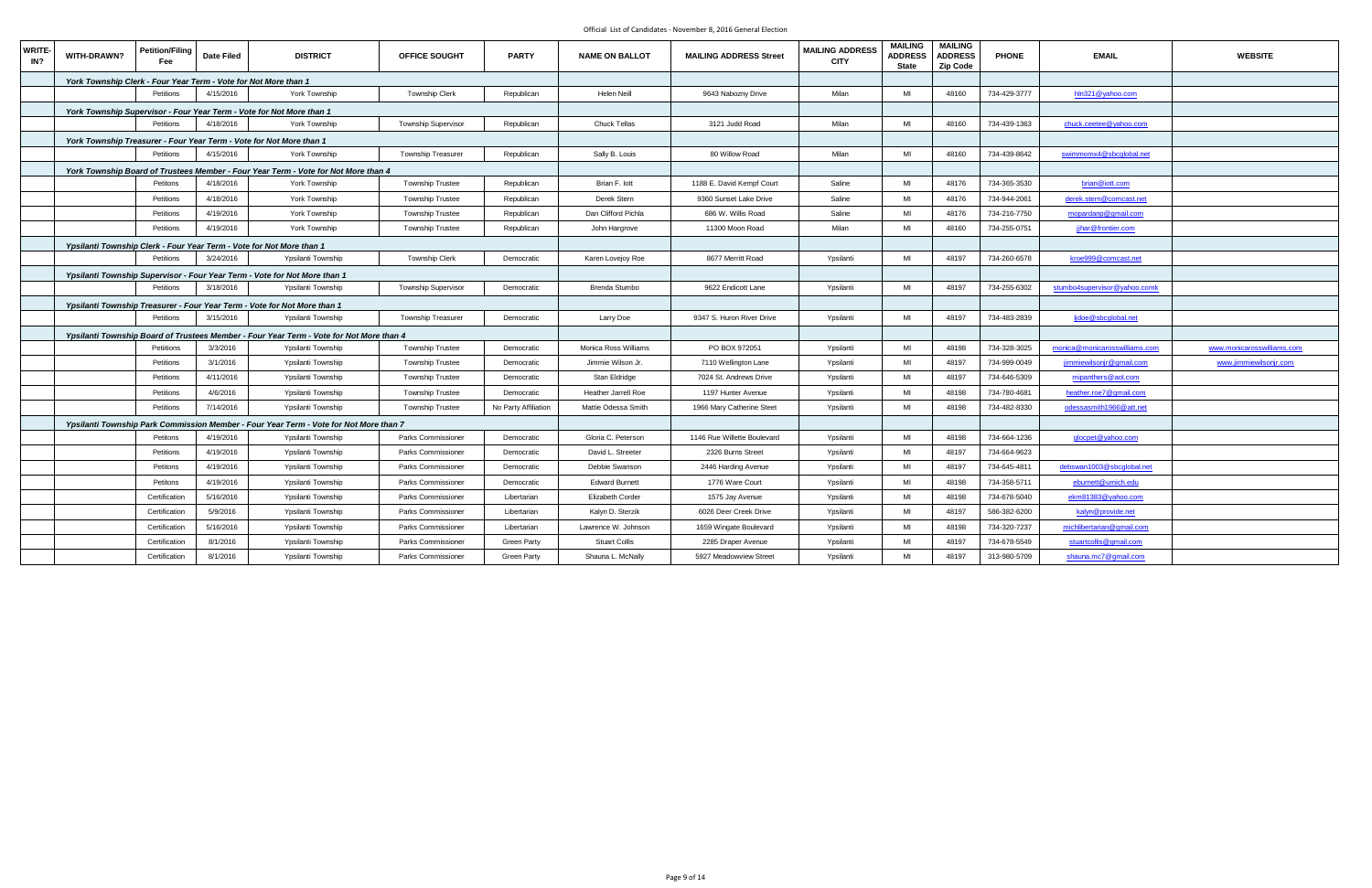Official List of Candidates - November 8, 2016 General Election

| WRITE-IN? | WITH-DRAWN? | Petition/Filing Fee | Date Filed | DISTRICT | OFFICE SOUGHT | PARTY | NAME ON BALLOT | MAILING ADDRESS Street | MAILING ADDRESS CITY | MAILING ADDRESS State | MAILING ADDRESS Zip Code | PHONE | EMAIL | WEBSITE |
|---|---|---|---|---|---|---|---|---|---|---|---|---|---|---|
| | *York Township Clerk - Four Year Term - Vote for Not More than 1* | | | | | | | | | | | | | |
| | | Petitions | 4/15/2016 | York Township | Township Clerk | Republican | Helen Neill | 9643 Nabozny Drive | Milan | MI | 48160 | 734-429-3777 | hln321@yahoo.com | |
| | *York Township Supervisor - Four Year Term - Vote for Not More than 1* | | | | | | | | | | | | | |
| | | Petitions | 4/18/2016 | York Township | Township Supervisor | Republican | Chuck Tellas | 3121 Judd Road | Milan | MI | 48160 | 734-439-1363 | chuck.ceetee@yahoo.com | |
| | *York Township Treasurer - Four Year Term - Vote for Not More than 1* | | | | | | | | | | | | | |
| | | Petitions | 4/15/2016 | York Township | Township Treasurer | Republican | Sally B. Louis | 80 Willow Road | Milan | MI | 48160 | 734-439-8642 | swimmomx4@sbcglobal.net | |
| | *York Township Board of Trustees Member - Four Year Term - Vote for Not More than 4* | | | | | | | | | | | | | |
| | | Petitons | 4/18/2016 | York Township | Township Trustee | Republican | Brian F. Iott | 1188 E. David Kempf Court | Saline | MI | 48176 | 734-365-3530 | brian@iott.com | |
| | | Petitions | 4/18/2016 | York Township | Township Trustee | Republican | Derek Stern | 9360 Sunset Lake Drive | Saline | MI | 48176 | 734-944-2061 | derek.stern@comcast.net | |
| | | Petitions | 4/19/2016 | York Township | Township Trustee | Republican | Dan Clifford Pichla | 686 W. Willis Road | Saline | MI | 48176 | 734-216-7750 | mopardanp@gmail.com | |
| | | Petitions | 4/19/2016 | York Township | Township Trustee | Republican | John Hargrove | 11300 Moon Road | Milan | MI | 48160 | 734-255-0751 | jjhar@frontier.com | |
| | *Ypsilanti Township Clerk - Four Year Term - Vote for Not More than 1* | | | | | | | | | | | | | |
| | | Petitions | 3/24/2016 | Ypsilanti Township | Township Clerk | Democratic | Karen Lovejoy Roe | 8677 Merritt Road | Ypsilanti | MI | 48197 | 734-260-6578 | kroe999@comcast.net | |
| | *Ypsilanti Township Supervisor - Four Year Term - Vote for Not More than 1* | | | | | | | | | | | | | |
| | | Petitions | 3/18/2016 | Ypsilanti Township | Township Supervisor | Democratic | Brenda Stumbo | 9622 Endicott Lane | Ypsilanti | MI | 48197 | 734-255-6302 | stumbo4supervisor@yahoo.comk | |
| | *Ypsilanti Township Treasurer - Four Year Term - Vote for Not More than 1* | | | | | | | | | | | | | |
| | | Petitions | 3/15/2016 | Ypsilanti Township | Township Treasurer | Democratic | Larry Doe | 9347 S. Huron River Drive | Ypsilanti | MI | 48197 | 734-483-2839 | ljdoe@sbcglobal.net | |
| | *Ypsilanti Township Board of Trustees Member - Four Year Term - Vote for Not More than 4* | | | | | | | | | | | | | |
| | | Petiitions | 3/3/2016 | Ypsilanti Township | Township Trustee | Democratic | Monica Ross Williams | PO BOX 972051 | Ypsilanti | MI | 48198 | 734-328-3025 | monica@monicarosswilliams.com | www.monicarosswilliams.com |
| | | Petitions | 3/1/2016 | Ypsilanti Township | Township Trustee | Democratic | Jimmie Wilson Jr. | 7110 Wellington Lane | Ypsilanti | MI | 48197 | 734-999-0049 | jimmiewilsonjr@gmail.com | www.jimmiewilsonjr.com |
| | | Petitions | 4/11/2016 | Ypsilanti Township | Township Trustee | Democratic | Stan Eldridge | 7024 St. Andrews Drive | Ypsilanti | MI | 48197 | 734-646-5309 | mipanthers@aol.com | |
| | | Petitions | 4/6/2016 | Ypsilanti Township | Township Trustee | Democratic | Heather Jarrell Roe | 1197 Hunter Avenue | Ypsilanti | MI | 48198 | 734-780-4681 | heather.roe7@gmail.com | |
| | | Petitions | 7/14/2016 | Ypsilanti Township | Township Trustee | No Party Affiliation | Mattie Odessa Smith | 1966 Mary Catherine Steet | Ypsilanti | MI | 48198 | 734-482-8330 | odessasmith1966@att.net | |
| | *Ypsilanti Township Park Commission Member - Four Year Term - Vote for Not More than 7* | | | | | | | | | | | | | |
| | | Petitons | 4/19/2016 | Ypsilanti Township | Parks Commissioner | Democratic | Gloria C. Peterson | 1146 Rue Willette Boulevard | Ypsilanti | MI | 48198 | 734-664-1236 | glocpet@yahoo.com | |
| | | Petitions | 4/19/2016 | Ypsilanti Township | Parks Commissioner | Democratic | David L. Streeter | 2326 Burns Street | Ypsilanti | MI | 48197 | 734-664-9623 | | |
| | | Petitons | 4/19/2016 | Ypsilanti Township | Parks Commissioner | Democratic | Debbie Swanson | 2446 Harding Avenue | Ypsilanti | MI | 48197 | 734-645-4811 | debswan1003@sbcglobal.net | |
| | | Petitons | 4/19/2016 | Ypsilanti Township | Parks Commissioner | Democratic | Edward Burnett | 1776 Ware Court | Ypsilanti | MI | 48198 | 734-358-5711 | eburnett@umich.edu | |
| | | Certification | 5/16/2016 | Ypsilanti Township | Parks Commissioner | Libertarian | Elizabeth Corder | 1575 Jay Avenue | Ypsilanti | MI | 48198 | 734-678-5040 | ekm81383@yahoo.com | |
| | | Certification | 5/9/2016 | Ypsilanti Township | Parks Commissioner | Libertarian | Kalyn D. Sterzik | 6026 Deer Creek Drive | Ypsilanti | MI | 48197 | 586-382-6200 | kalyn@provide.net | |
| | | Certification | 5/16/2016 | Ypsilanti Township | Parks Commissioner | Libertarian | Lawrence W. Johnson | 1659 Wingate Boulevard | Ypsilanti | MI | 48198 | 734-320-7237 | michlibertarian@gmail.com | |
| | | Certification | 8/1/2016 | Ypsilanti Township | Parks Commissioner | Green Party | Stuart Collis | 2285 Draper Avenue | Ypsilanti | MI | 48197 | 734-678-5549 | stuartcollis@gmail.com | |
| | | Certification | 8/1/2016 | Ypsilanti Township | Parks Commissioner | Green Party | Shauna L. McNally | 5927 Meadowview Street | Ypsilanti | MI | 48197 | 313-980-5709 | shauna.mc7@gmail.com | |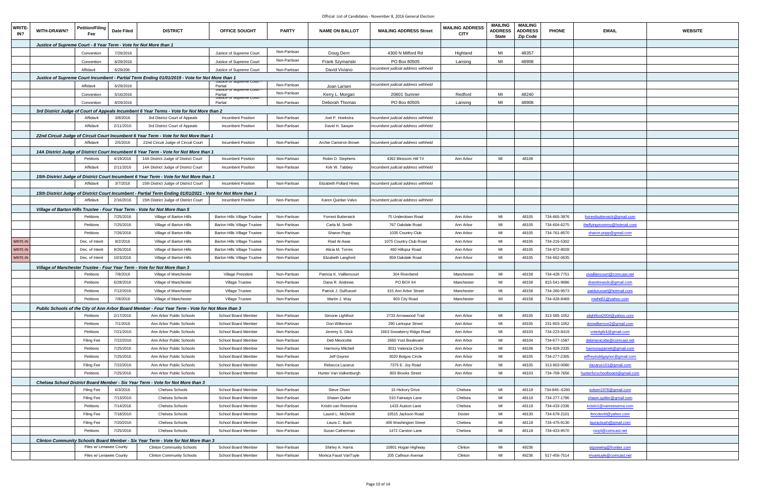Official List of Candidates - November 8, 2016 General Election

| WRITE-IN? | WITH-DRAWN? | Petition/Filing Fee | Date Filed | DISTRICT | OFFICE SOUGHT | PARTY | NAME ON BALLOT | MAILING ADDRESS Street | MAILING ADDRESS CITY | MAILING ADDRESS State | MAILING ADDRESS Zip Code | PHONE | EMAIL | WEBSITE |
|---|---|---|---|---|---|---|---|---|---|---|---|---|---|---|
| | *Justice of Supreme Court - 8 Year Term - Vote for Not More than 1* | | | | | | | | | | | | | |
| | | Convention | 7/29/2016 | | Justice of Supreme Court | Non-Partisan | Doug Dern | 4300 N Milford Rd | Highland | MI | 48357 | | | |
| | | Convention | 8/29/2016 | | Justice of Supreme Court | Non-Partisan | Frank Szymanski | PO Box 80505 | Lansing | MI | 48908 | | | |
| | | Affidavit | 6/29/206 | | Justice of Supreme Court | Non-Partisan | David Viviano | Incumbent judicial address withheld | | | | | | |
| | *Justice of Supreme Court Incumbent - Partial Term Ending 01/01/2019 - Vote for Not More than 1* | | | | | | | | | | | | | |
| | | Affidavit | 6/29/2016 | | Justice of Supreme Court - Partial | Non-Partisan | Joan Larsen | Incumbent judicial address withheld | | | | | | |
| | | Convention | 5/16/2016 | | Justice of Supreme Court - Partial | Non-Partisan | Kerry L. Morgan | 20601 Sumner | Redford | MI | 48240 | | | |
| | | Convention | 8/29/2016 | | Justice of Supreme Court - Partial | Non-Partisan | Deborah Thomas | PO Box 80505 | Lansing | MI | 48908 | | | |
| | *3rd District Judge of Court of Appeals Incumbent 6 Year Terms - Vote for Not More than 2* | | | | | | | | | | | | | |
| | | Affidavit | 3/8/2016 | 3rd District Court of Appeals | Incumbent Position | Non-Partisan | Joel P. Hoekstra | Incumbent judicial address withheld | | | | | | |
| | | Affidavit | 2/11/2016 | 3rd District Court of Appeals | Incumbent Position | Non-Partisan | David H. Sawyer | Incumbent judicial address withheld | | | | | | |
| | *22nd Circuit Judge of Circuit Court Incumbent 6 Year Term - Vote for Not More than 1* | | | | | | | | | | | | | |
| | | Affidavit | 2/5/2016 | 22nd Circuit Judge of Circuit Court | Incumbent Position | Non-Partisan | Archie Cameron Brown | Incumbent judicial address withheld | | | | | | |
| | *14A District Judge of District Court Incumbent 6 Year Term - Vote for Not More than 1* | | | | | | | | | | | | | |
| | | Petitions | 4/19/2016 | 14A District Judge of District Court | Incumbent Position | Non-Partisan | Robin D. Stephens | 4362 Blossom Hill Trl | Ann Arbor | MI | 48108 | | | |
| | | Affidavit | 2/11/2016 | 14A District Judge of District Court | Incumbent Position | Non-Partisan | Kirk W. Tabbey | Incumbent judicial address withheld | | | | | | |
| | *15th District Judge of District Court Incumbent 6 Year Term - Vote for Not More than 1* | | | | | | | | | | | | | |
| | | Affidavit | 3/7/2016 | 15th District Judge of District Court | Incumbent Position | Non-Partisan | Elizabeth Pollard Hines | Incumbent judicial address withheld | | | | | | |
| | *15th District Judge of District Court Incumbent - Partial Term Ending 01/01/2021 - Vote for Not More than 1* | | | | | | | | | | | | | |
| | | Affidavit | 2/16/2016 | 15th District Judge of District Court | Incumbent Position | Non-Partisan | Karen Quinlan Valvo | Incumbent judicial address withheld | | | | | | |
| | *Village of Barton Hills Trustee - Four Year Term - Vote for Not More than 5* | | | | | | | | | | | | | |
| | | Petitions | 7/25/2016 | Village of Barton Hills | Barton Hills Village Trustee | Non-Partisan | Forrest Butterwick | 75 Underdown Road | Ann Arbor | MI | 48105 | 734-665-3876 | forrestbutterwick@gmail.com | |
| | | Petitions | 7/25/2016 | Village of Barton Hills | Barton Hills Village Trustee | Non-Partisan | Carla M. Smith | 767 Oakdale Road | Ann Arbor | MI | 48105 | 734-604-6275 | theflyingmommy@hotmail.com | |
| | | Petitions | 7/26/2016 | Village of Barton Hills | Barton Hills Village Trustee | Non-Partisan | Sharon Popp | 1035 Country Club | Ann Arbor | MI | 48105 | 734-761-8570 | sharon.popp@gmail.com | |
| WRITE-IN | | Dec. of Intent | 9/2/2016 | Village of Barton Hills | Barton Hills Village Trustee | Non-Partisan | Riad Al-Awar | 1075 Country Club Road | Ann Arbor | MI | 48105 | 734-216-5302 | | |
| WRITE-IN | | Dec. of Intent | 9/26/2016 | Village of Barton Hills | Barton Hills Village Trustee | Non-Partisan | Alicia M. Torres | 460 Hillspur Road | Ann Arbor | MI | 48105 | 734-972-8028 | | |
| WRITE-IN | | Dec. of Intent | 10/3/2016 | Village of Barton Hills | Barton Hills Village Trustee | Non-Partisan | Elizabeth Langford | 859 Oakdale Road | Ann Arbor | MI | 48105 | 734-662-0635 | | |
| | *Village of Manchester Trustee - Four Year Term - Vote for Not More than 3* | | | | | | | | | | | | | |
| | | Petitions | 7/8/2016 | Village of Manchester | Village President | Non-Partisan | Patricia K. Vailliencourt | 304 Riverbend | Manchester | MI | 48158 | 734-428-7751 | pvailliencourt@comcast.net | |
| | | Petitions | 6/28/2016 | Village of Manchester | Village Trustee | Non-Partisan | Dana R. Andrews | PO BOX 64 | Manchester | MI | 48158 | 815-541-9686 | drandrewsdc@gmail.com | |
| | | Petitions | 7/12/2016 | Village of Manchester | Village Trustee | Non-Partisan | Patrick J. DuRussel | 315 Ann Arbor Street | Manchester | MI | 48158 | 734-260-9573 | patdurussel@hotmail.com | |
| | | Petitions | 7/8/2016 | Village of Manchester | Village Trustee | Non-Partisan | Martin J. Way | 803 City Road | Manchester | MI | 48158 | 734-428-8469 | mwhd51@yahoo.com | |
| | *Public Schools of the City of Ann Arbor Board Member - Four Year Term - Vote for Not More than 3* | | | | | | | | | | | | | |
| | | Petitions | 2/17/2016 | Ann Arbor Public Schools | School Board Member | Non-Partisan | Simone Lightfoot | 2733 Arrowwood Trail | Ann Arbor | MI | 48105 | 313-585-1052 | slightfoot2004@yahoo.com | |
| | | Petitions | 7/1/2016 | Ann Arbor Public Schools | School Board Member | Non-Partisan | Don Wilkerson | 290 Larkspur Street | Ann Arbor | MI | 48105 | 231-903-1052 | donwilkerson2@gmail.com | |
| | | Petitions | 7/21/2016 | Ann Arbor Public Schools | School Board Member | Non-Partisan | Jeremy S. Glick | 1663 Snowberry Ridge Road | Ann Arbor | MI | 48103 | 734-223-8419 | vote4glick@gmail.com | |
| | | Filing Fee | 7/22/2016 | Ann Arbor Public Schools | School Board Member | Non-Partisan | Deb Mexicotte | 2660 Yost Boulevard | Ann Arbor | MI | 48104 | 734-677-1587 | debmexicotte@comcast.net | |
| | | Petitions | 7/25/2016 | Ann Arbor Public Schools | School Board Member | Non-Partisan | Harmony Mitchell | 3031 Valencia Circle | Ann Arbor | MI | 48108 | 734-929-2335 | harmonygarrett@gmail.com | |
| | | Petitions | 7/25/2016 | Ann Arbor Public Schools | School Board Member | Non-Partisan | Jeff Gaynor | 3020 Bolgos Circle | Ann Arbor | MI | 48105 | 734-277-2305 | jeffreytoddgaynor@gmail.com | |
| | | Filing Fee | 7/22/2016 | Ann Arbor Public Schools | School Board Member | Non-Partisan | Rebecca Lazarus | 7375 E. Joy Road | Ann Arbor | MI | 48105 | 313-903-0080 | rlazarus101@gmail.com | |
| | | Petitions | 7/25/2016 | Ann Arbor Public Schools | School Board Member | Non-Partisan | Hunter Van Valkenburgh | 803 Brooks Street | Ann Arbor | MI | 48103 | 734-769-7656 | hunterforschoolboard@gmail.com | |
| | *Chelsea School District Board Member - Six Year Term - Vote for Not More than 3* | | | | | | | | | | | | | |
| | | Filing Fee | 6/3/2016 | Chelsea Schools | School Board Member | Non-Partisan | Steve Olsen | 15 Hickory Drive | Chelsea | MI | 48118 | 734-845--6260 | solsen1976@gmail.com | |
| | | Filing Fee | 7/13/2016 | Chelsea Schools | School Board Member | Non-Partisan | Shawn Quilter | 510 Fairways Lane | Chelsea | MI | 48118 | 734-277-1796 | shawn.quilter@gmail.com | |
| | | Petitions | 7/14/2016 | Chelsea Schools | School Board Member | Non-Partisan | Kristin van Reesema | 1433 Auston Lane | Chelsea | MI | 48118 | 734-433-2336 | kristin1@vanreesema.com | |
| | | Filing Fee | 7/18/2016 | Chelsea Schools | School Board Member | Non-Partisan | Laurel L. McDevitt | 10515 Jackson Road | Dexter | MI | 48130 | 734-678-2101 | llmcdevitt@yahoo.com | |
| | | Filing Fee | 7/20/2016 | Chelsea Schools | School Board Member | Non-Partisan | Laura C. Bush | 406 Washington Street | Chelsea | MI | 48118 | 734-475-9130 | lauracbush@gmail.com | |
| | | Petitions | 7/25/2016 | Chelsea Schools | School Board Member | Non-Partisan | Susan Catherman | 1472 Carston Lane | Chelsea | MI | 48118 | 734-433-9570 | rsoj4@comcast.net | |
| | *Clinton Community Schools Board Member - Six Year Term - Vote for Not More than 3* | | | | | | | | | | | | | |
| | | Files w/ Lenawee County | | Clinton Community Schools | School Board Member | Non-Partisan | Shirley A. Harris | 10801 Hogan Highway | Clinton | MI | 49236 | | sigsewing@frontier.com | |
| | | Files w/ Lenawee County | | Clinton Community Schools | School Board Member | Non-Partisan | Monica Faust VanTuyle | 205 Calhoun Avenue | Clinton | MI | 49236 | 517-456-7514 | mvantuyle@comcast.net | |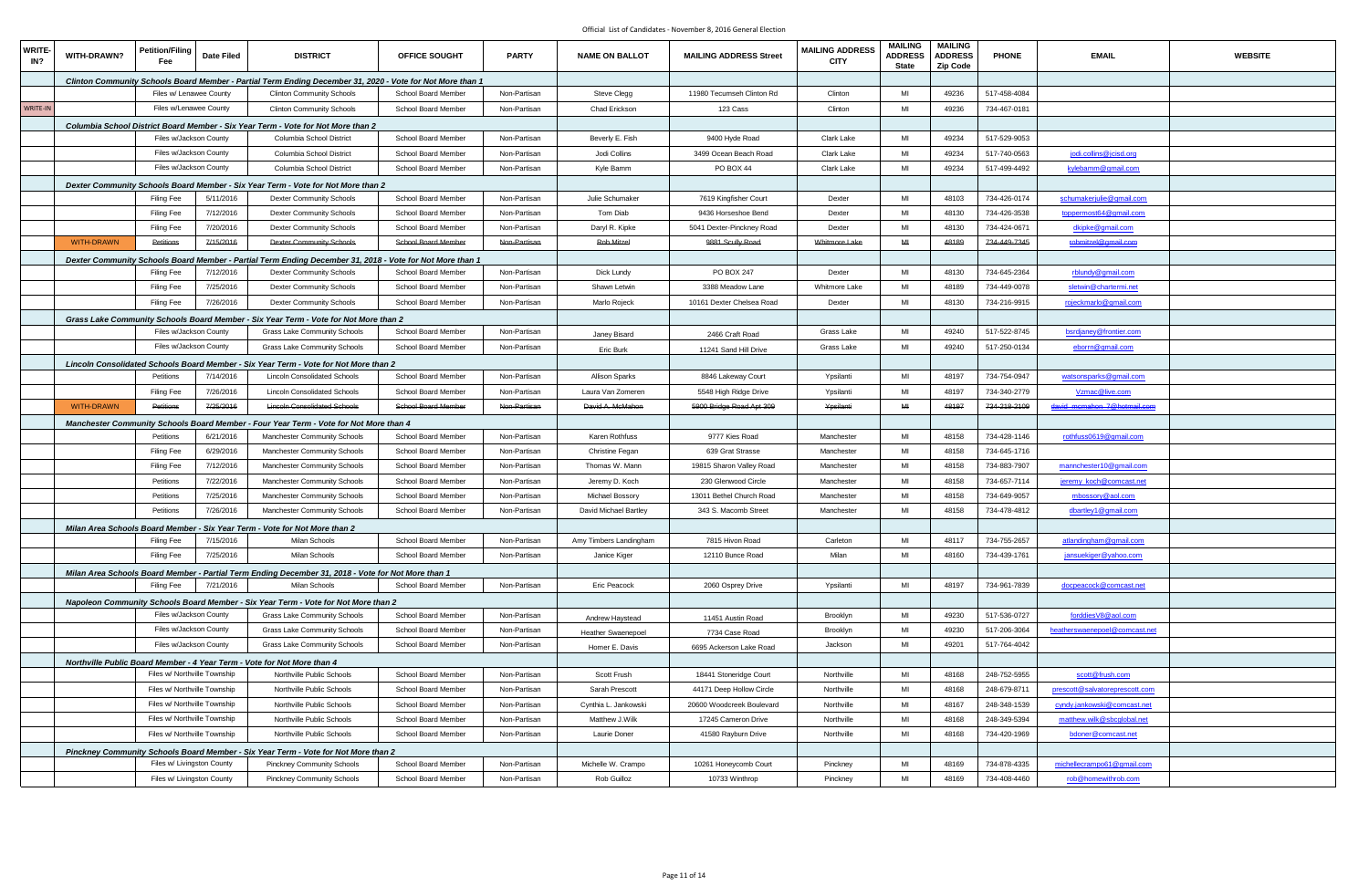Official List of Candidates - November 8, 2016 General Election

| WRITE-IN? | WITH-DRAWN? | Petition/Filing Fee | Date Filed | DISTRICT | OFFICE SOUGHT | PARTY | NAME ON BALLOT | MAILING ADDRESS Street | MAILING ADDRESS CITY | MAILING ADDRESS State | MAILING ADDRESS Zip Code | PHONE | EMAIL | WEBSITE |
|---|---|---|---|---|---|---|---|---|---|---|---|---|---|---|
| | | ***Clinton Community Schools Board Member - Partial Term Ending December 31, 2020 - Vote for Not More than 1*** | | | | | | | | | | | | |
| | | Files w/ Lenawee County | | Clinton Community Schools | School Board Member | Non-Partisan | Steve Clegg | 11980 Tecumseh Clinton Rd | Clinton | MI | 49236 | 517-458-4084 | | |
| WRITE-IN | | Files w/Lenawee County | | Clinton Community Schools | School Board Member | Non-Partisan | Chad Erickson | 123 Cass | Clinton | MI | 49236 | 734-467-0181 | | |
| | | ***Columbia School District Board Member - Six Year Term - Vote for Not More than 2*** | | | | | | | | | | | | |
| | | Files w/Jackson County | | Columbia School District | School Board Member | Non-Partisan | Beverly E. Fish | 9400 Hyde Road | Clark Lake | MI | 49234 | 517-529-9053 | | |
| | | Files w/Jackson County | | Columbia School District | School Board Member | Non-Partisan | Jodi Collins | 3499 Ocean Beach Road | Clark Lake | MI | 49234 | 517-740-0563 | jodi.collins@jcisd.org | |
| | | Files w/Jackson County | | Columbia School District | School Board Member | Non-Partisan | Kyle Bamm | PO BOX 44 | Clark Lake | MI | 49234 | 517-499-4492 | kylebamm@gmail.com | |
| | | ***Dexter Community Schools Board Member - Six Year Term - Vote for Not More than 2*** | | | | | | | | | | | | |
| | | Filing Fee | 5/11/2016 | Dexter Community Schools | School Board Member | Non-Partisan | Julie Schumaker | 7619 Kingfisher Court | Dexter | MI | 48103 | 734-426-0174 | schumakerjulie@gmail.com | |
| | | Filing Fee | 7/12/2016 | Dexter Community Schools | School Board Member | Non-Partisan | Tom Diab | 9436 Horseshoe Bend | Dexter | MI | 48130 | 734-426-3538 | toppermost64@gmail.com | |
| | | Filing Fee | 7/20/2016 | Dexter Community Schools | School Board Member | Non-Partisan | Daryl R. Kipke | 5041 Dexter-Pinckney Road | Dexter | MI | 48130 | 734-424-0671 | dkipke@gmail.com | |
| | WITH-DRAWN | ~~Petitions~~ | ~~7/15/2016~~ | ~~Dexter Community Schools~~ | ~~School Board Member~~ | ~~Non-Partisan~~ | ~~Rob Mitzel~~ | ~~9881 Scully Road~~ | ~~Whitmore Lake~~ | ~~MI~~ | ~~48189~~ | ~~734-449-7345~~ | ~~robmitzel@gmail.com~~ | |
| | | ***Dexter Community Schools Board Member - Partial Term Ending December 31, 2018 - Vote for Not More than 1*** | | | | | | | | | | | | |
| | | Filing Fee | 7/12/2016 | Dexter Community Schools | School Board Member | Non-Partisan | Dick Lundy | PO BOX 247 | Dexter | MI | 48130 | 734-645-2364 | rlundy@gmail.com | |
| | | Filing Fee | 7/25/2016 | Dexter Community Schools | School Board Member | Non-Partisan | Shawn Letwin | 3388 Meadow Lane | Whitmore Lake | MI | 48189 | 734-449-0078 | sletwin@chartermi.net | |
| | | Filing Fee | 7/26/2016 | Dexter Community Schools | School Board Member | Non-Partisan | Marlo Rojeck | 10161 Dexter Chelsea Road | Dexter | MI | 48130 | 734-216-9915 | rojeckmarlo@gmail.com | |
| | | ***Grass Lake Community Schools Board Member - Six Year Term - Vote for Not More than 2*** | | | | | | | | | | | | |
| | | Files w/Jackson County | | Grass Lake Community Schools | School Board Member | Non-Partisan | Janey Bisard | 2466 Craft Road | Grass Lake | MI | 49240 | 517-522-8745 | bsrdjaney@frontier.com | |
| | | Files w/Jackson County | | Grass Lake Community Schools | School Board Member | Non-Partisan | Eric Burk | 11241 Sand Hill Drive | Grass Lake | MI | 49240 | 517-250-0134 | eborrn@gmail.com | |
| | | ***Lincoln Consolidated Schools Board Member - Six Year Term - Vote for Not More than 2*** | | | | | | | | | | | | |
| | | Petitions | 7/14/2016 | Lincoln Consolidated Schools | School Board Member | Non-Partisan | Allison Sparks | 8846 Lakeway Court | Ypsilanti | MI | 48197 | 734-754-0947 | watsonsparks@gmail.com | |
| | | Filing Fee | 7/26/2016 | Lincoln Consolidated Schools | School Board Member | Non-Partisan | Laura Van Zomeren | 5548 High Ridge Drive | Ypsilanti | MI | 48197 | 734-340-2779 | Vzmac@live.com | |
| | WITH-DRAWN | ~~Petitions~~ | ~~7/25/2016~~ | ~~Lincoln Consolidated Schools~~ | ~~School Board Member~~ | ~~Non-Partisan~~ | ~~David A. McMahon~~ | ~~5900 Bridge Road Apt 309~~ | ~~Ypsilanti~~ | ~~MI~~ | ~~48197~~ | ~~734-218-2109~~ | ~~david_mcmahon_7@hotmail.com~~ | |
| | | ***Manchester Community Schools Board Member - Four Year Term - Vote for Not More than 4*** | | | | | | | | | | | | |
| | | Petitions | 6/21/2016 | Manchester Community Schools | School Board Member | Non-Partisan | Karen Rothfuss | 9777 Kies Road | Manchester | MI | 48158 | 734-428-1146 | rothfuss0619@gmail.com | |
| | | Filing Fee | 6/29/2016 | Manchester Community Schools | School Board Member | Non-Partisan | Christine Fegan | 639 Grat Strasse | Manchester | MI | 48158 | 734-645-1716 | | |
| | | Filing Fee | 7/12/2016 | Manchester Community Schools | School Board Member | Non-Partisan | Thomas W. Mann | 19815 Sharon Valley Road | Manchester | MI | 48158 | 734-883-7907 | mannchester10@gmail.com | |
| | | Petitions | 7/22/2016 | Manchester Community Schools | School Board Member | Non-Partisan | Jeremy D. Koch | 230 Glenwood Circle | Manchester | MI | 48158 | 734-657-7114 | jeremy_koch@comcast.net | |
| | | Petitions | 7/25/2016 | Manchester Community Schools | School Board Member | Non-Partisan | Michael Bossory | 13011 Bethel Church Road | Manchester | MI | 48158 | 734-649-9057 | mbossory@aol.com | |
| | | Petitions | 7/26/2016 | Manchester Community Schools | School Board Member | Non-Partisan | David Michael Bartley | 343 S. Macomb Street | Manchester | MI | 48158 | 734-478-4812 | dbartley1@gmail.com | |
| | | ***Milan Area Schools Board Member - Six Year Term - Vote for Not More than 2*** | | | | | | | | | | | | |
| | | Filing Fee | 7/15/2016 | Milan Schools | School Board Member | Non-Partisan | Amy Timbers Landingham | 7815 Hivon Road | Carleton | MI | 48117 | 734-755-2657 | atlandingham@gmail.com | |
| | | Filing Fee | 7/25/2016 | Milan Schools | School Board Member | Non-Partisan | Janice Kiger | 12110 Bunce Road | Milan | MI | 48160 | 734-439-1761 | jansuekiger@yahoo.com | |
| | | ***Milan Area Schools Board Member - Partial Term Ending December 31, 2018 - Vote for Not More than 1*** | | | | | | | | | | | | |
| | | Filing Fee | 7/21/2016 | Milan Schools | School Board Member | Non-Partisan | Eric Peacock | 2060 Osprey Drive | Ypsilanti | MI | 48197 | 734-961-7839 | docpeacock@comcast.net | |
| | | ***Napoleon Community Schools Board Member - Six Year Term - Vote for Not More than 2*** | | | | | | | | | | | | |
| | | Files w/Jackson County | | Grass Lake Community Schools | School Board Member | Non-Partisan | Andrew Haystead | 11451 Austin Road | Brooklyn | MI | 49230 | 517-536-0727 | forddiesV8@aol.com | |
| | | Files w/Jackson County | | Grass Lake Community Schools | School Board Member | Non-Partisan | Heather Swaenepoel | 7734 Case Road | Brooklyn | MI | 49230 | 517-206-3064 | heatherswaenepoel@comcast.net | |
| | | Files w/Jackson County | | Grass Lake Community Schools | School Board Member | Non-Partisan | Homer E. Davis | 6695 Ackerson Lake Road | Jackson | MI | 49201 | 517-764-4042 | | |
| | | ***Northville Public Board Member - 4 Year Term - Vote for Not More than 4*** | | | | | | | | | | | | |
| | | Files w/ Northville Township | | Northville Public Schools | School Board Member | Non-Partisan | Scott Frush | 18441 Stoneridge Court | Northville | MI | 48168 | 248-752-5955 | scott@frush.com | |
| | | Files w/ Northville Township | | Northville Public Schools | School Board Member | Non-Partisan | Sarah Prescott | 44171 Deep Hollow Circle | Northville | MI | 48168 | 248-679-8711 | prescott@salvatoreprescott.com | |
| | | Files w/ Northville Township | | Northville Public Schools | School Board Member | Non-Partisan | Cynthia L. Jankowski | 20600 Woodcreek Boulevard | Northville | MI | 48167 | 248-348-1539 | cyndy.jankowski@comcast.net | |
| | | Files w/ Northville Township | | Northville Public Schools | School Board Member | Non-Partisan | Matthew J.Wilk | 17245 Cameron Drive | Northville | MI | 48168 | 248-349-5394 | matthew.wilk@sbcglobal.net | |
| | | Files w/ Northville Township | | Northville Public Schools | School Board Member | Non-Partisan | Laurie Doner | 41580 Rayburn Drive | Northville | MI | 48168 | 734-420-1969 | bdoner@comcast.net | |
| | | ***Pinckney Community Schools Board Member - Six Year Term - Vote for Not More than 2*** | | | | | | | | | | | | |
| | | Files w/ Livingston County | | Pinckney Community Schools | School Board Member | Non-Partisan | Michelle W. Crampo | 10261 Honeycomb Court | Pinckney | MI | 48169 | 734-878-4335 | michellecrampo61@gmail.com | |
| | | Files w/ Livingston County | | Pinckney Community Schools | School Board Member | Non-Partisan | Rob Guilloz | 10733 Winthrop | Pinckney | MI | 48169 | 734-408-4460 | rob@homewithrob.com | |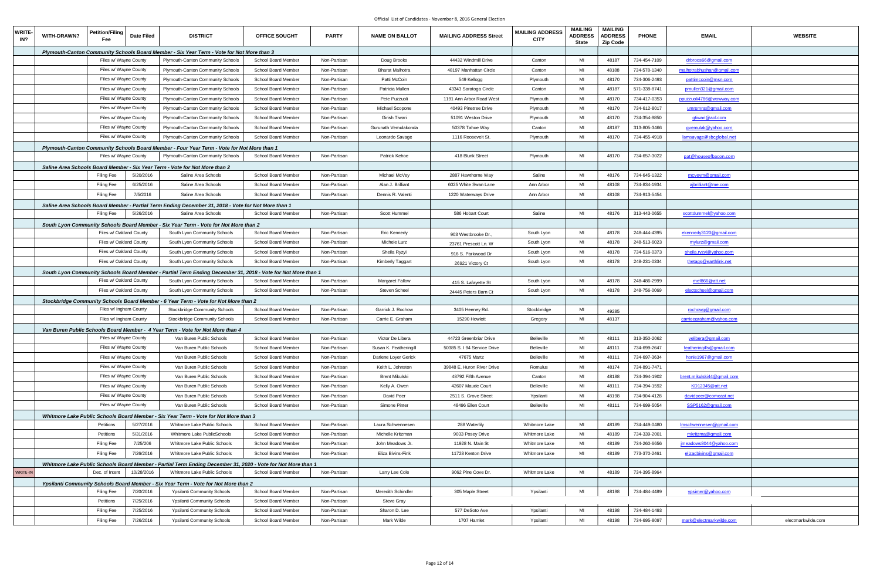Official List of Candidates - November 8, 2016 General Election

| WRITE-IN? | WITH-DRAWN? | Petition/Filing Fee | Date Filed | DISTRICT | OFFICE SOUGHT | PARTY | NAME ON BALLOT | MAILING ADDRESS Street | MAILING ADDRESS CITY | MAILING ADDRESS State | MAILING ADDRESS Zip Code | PHONE | EMAIL | WEBSITE |
|---|---|---|---|---|---|---|---|---|---|---|---|---|---|---|
| | | *Plymouth-Canton Community Schools Board Member - Six Year Term - Vote for Not More than 3* | | | | | | | | | | | | |
| | | Files w/ Wayne County | | Plymouth-Canton Community Schools | School Board Member | Non-Partisan | Doug Brooks | 44432 Windmill Drive | Canton | MI | 48187 | 734-454-7109 | drbroos66@gmail.com | |
| | | Files w/ Wayne County | | Plymouth-Canton Community Schools | School Board Member | Non-Partisan | Bharat Malhotra | 48197 Manhattan Circle | Canton | MI | 48188 | 734-578-1340 | malhotrabhushan@gmail.com | |
| | | Files w/ Wayne County | | Plymouth-Canton Community Schools | School Board Member | Non-Partisan | Patti McCoin | 549 Kellogg | Plymouth | MI | 48170 | 734-306-2493 | pattimccoin@msn.com | |
| | | Files w/ Wayne County | | Plymouth-Canton Community Schools | School Board Member | Non-Partisan | Patricia Mullen | 43343 Saratoga Circle | Canton | MI | 48187 | 571-338-8741 | pmullen321@gmail.com | |
| | | Files w/ Wayne County | | Plymouth-Canton Community Schools | School Board Member | Non-Partisan | Pete Puzzuoli | 1191 Ann Arbor Road West | Plymouth | MI | 48170 | 734-417-0353 | ppuzzuoli4786@wowway.com | |
| | | Files w/ Wayne County | | Plymouth-Canton Community Schools | School Board Member | Non-Partisan | Michael Scopone | 40493 Pinetree Drive | Plymouth | MI | 48170 | 734-612-8017 | umrsmns@gmail.com | |
| | | Files w/ Wayne County | | Plymouth-Canton Community Schools | School Board Member | Non-Partisan | Girish Tiwari | 51091 Weston Drive | Plymouth | MI | 48170 | 734-354-9850 | gtiwari@aol.com | |
| | | Files w/ Wayne County | | Plymouth-Canton Community Schools | School Board Member | Non-Partisan | Gurunath Vemulakonda | 50378 Tahoe Way | Canton | MI | 48187 | 313-805-3466 | gvemulak@yahoo.com | |
| | | Files w/ Wayne County | | Plymouth-Canton Community Schools | School Board Member | Non-Partisan | Leonardo Savage | 1116 Roosevelt St. | Plymouth | MI | 48170 | 734-455-4918 | lamsavage@sbcglobal.net | |
| | | *Plymouth-Canton Community Schools Board Member - Four Year Term - Vote for Not More than 1* | | | | | | | | | | | | |
| | | Files w/ Wayne County | | Plymouth-Canton Community Schools | School Board Member | Non-Partisan | Patrick Kehoe | 418 Blunk Street | Plymouth | MI | 48170 | 734-657-3022 | pat@houseofbacon.com | |
| | | *Saline Area Schools Board Member - Six Year Term - Vote for Not More than 2* | | | | | | | | | | | | |
| | | Filing Fee | 5/20/2016 | Saline Area Schools | School Board Member | Non-Partisan | Michael McVey | 2887 Hawthorne Way | Saline | MI | 48176 | 734-645-1322 | mcveym@gmail.com | |
| | | Filing Fee | 6/25/2016 | Saline Area Schools | School Board Member | Non-Partisan | Alan J. Brilliant | 6025 White Swan Lane | Ann Arbor | MI | 48108 | 734-834-1934 | ajbrilliant@me.com | |
| | | Filing Fee | 7/5/2016 | Saline Area Schools | School Board Member | Non-Partisan | Dennis R. Valenti | 1220 Waterways Drive | Ann Arbor | MI | 48108 | 734-913-5454 | | |
| | | *Saline Area Schools Board Member - Partial Term Ending December 31, 2018 - Vote for Not More than 1* | | | | | | | | | | | | |
| | | Filing Fee | 5/26/2016 | Saline Area Schools | School Board Member | Non-Partisan | Scott Hummel | 586 Hobart Court | Saline | MI | 48176 | 313-443-0655 | scottdummel@yahoo.com | |
| | | *South Lyon Community Schools Board Member - Six Year Term - Vote for Not More than 2* | | | | | | | | | | | | |
| | | Files w/ Oakland County | | South Lyon Community Schools | School Board Member | Non-Partisan | Eric Kennedy | 903 Westbrooke Dr., | South Lyon | MI | 48178 | 248-444-4395 | ekennedy3120@gmail.com | |
| | | Files w/ Oakland County | | South Lyon Community Schools | School Board Member | Non-Partisan | Michele Lurz | 23761 Prescott Ln. W | South Lyon | MI | 48178 | 248-513-6023 | mylurz@gmail.com | |
| | | Files w/ Oakland County | | South Lyon Community Schools | School Board Member | Non-Partisan | Sheila Ryzyi | 916 S. Parkwood Dr | South Lyon | MI | 48178 | 734-516-0373 | sheila.ryzyi@yahoo.com | |
| | | Files w/ Oakland County | | South Lyon Community Schools | School Board Member | Non-Partisan | Kimberly Taggart | 26921 Victory Ct | South Lyon | MI | 48178 | 248-231-0334 | thetags@earthlink.net | |
| | | *South Lyon Community Schools Board Member - Partial Term Ending December 31, 2018 - Vote for Not More than 1* | | | | | | | | | | | | |
| | | Files w/ Oakland County | | South Lyon Community Schools | School Board Member | Non-Partisan | Margaret Fallow | 415 S. Lafayette St | South Lyon | MI | 48178 | 248-486-2999 | mef866@att.net | |
| | | Files w/ Oakland County | | South Lyon Community Schools | School Board Member | Non-Partisan | Steven Scheel | 24445 Peters Barn Ct | South Lyon | MI | 48178 | 248-756-0069 | electscheel@gmail.com | |
| | | *Stockbridge Community Schools Board Member - 6 Year Term - Vote for Not More than 2* | | | | | | | | | | | | |
| | | Files w/ Ingham County | | Stockbridge Community Schools | School Board Member | Non-Partisan | Garrick J. Rochow | 3405 Heeney Rd. | Stockbridge | MI | 49285 | | rochowg@gmail.com | |
| | | Files w/ Ingham County | | Stockbridge Community Schools | School Board Member | Non-Partisan | Carrie E. Graham | 15290 Howlett | Gregory | MI | 48137 | | carrieegraham@yahoo.com | |
| | | *Van Buren Public Schools Board Member - 4 Year Term - Vote for Not More than 4* | | | | | | | | | | | | |
| | | Files w/ Wayne County | | Van Buren Public Schools | School Board Member | Non-Partisan | Victor De Libera | 44723 Greenbriar Drive | Belleville | MI | 48111 | 313-350-2062 | velibera@gmail.com | |
| | | Files w/ Wayne County | | Van Buren Public Schools | School Board Member | Non-Partisan | Susan K. Featheringill | 50385 S. I 94 Service Drive | Belleville | MI | 48111 | 734-699-2647 | featheringills@gmail.com | |
| | | Files w/ Wayne County | | Van Buren Public Schools | School Board Member | Non-Partisan | Darlene Loyer Gerick | 47675 Martz | Belleville | MI | 48111 | 734-697-3634 | honie1967@gmail.com | |
| | | Files w/ Wayne County | | Van Buren Public Schools | School Board Member | Non-Partisan | Keith L. Johnston | 39848 E. Huron River Drive | Romulus | MI | 48174 | 734-891-7471 | | |
| | | Files w/ Wayne County | | Van Buren Public Schools | School Board Member | Non-Partisan | Brent Mikulski | 48792 Fifth Avenue | Canton | MI | 48188 | 734-394-1902 | brent.mikulski44@gmail.com | |
| | | Files w/ Wayne County | | Van Buren Public Schools | School Board Member | Non-Partisan | Kelly A. Owen | 42607 Maude Court | Belleville | MI | 48111 | 734-394-1592 | KD12345@att.net | |
| | | Files w/ Wayne County | | Van Buren Public Schools | School Board Member | Non-Partisan | David Peer | 2511 S. Grove Street | Ypsilanti | MI | 48198 | 734-904-4128 | davidpeer@comcast.net | |
| | | Files w/ Wayne County | | Van Buren Public Schools | School Board Member | Non-Partisan | Simone Pinter | 48496 Ellen Court | Belleville | MI | 48111 | 734-699-5054 | SSP5162@gmail.com | |
| | | *Whitmore Lake Public Schools Board Member - Six Year Term - Vote for Not More than 3* | | | | | | | | | | | | |
| | | Petitions | 5/27/2016 | Whitmore Lake Public Schools | School Board Member | Non-Partisan | Laura Schwennesen | 288 Waterlily | Whitmore Lake | MI | 48189 | 734-449-0480 | lmschwennesen@gmail.com | |
| | | Petitions | 5/31/2016 | Whitmore Lake PublicSchools | School Board Member | Non-Partisan | Michelle Kritzman | 9033 Posey Drive | Whitmore Lake | MI | 48189 | 734-339-2001 | mkritzma@gmail.com | |
| | | Filing Fee | 7/25/206 | Whitmore Lake Public Schools | School Board Member | Non-Partisan | John Meadows Jr. | 11928 N. Main St | Whitmore Lake | MI | 48189 | 734-260-6656 | jmeadows8044@yahoo.com | |
| | | Filing Fee | 7/26/2016 | Whitmore Lake Public Schools | School Board Member | Non-Partisan | Eliza Bivins-Fink | 11728 Kenton Drive | Whitmore Lake | MI | 48189 | 773-370-2461 | elizacbivins@gmail.com | |
| | | *Whitmore Lake Public Schools Board Member - Partial Term Ending December 31, 2020 - Vote for Not More than 1* | | | | | | | | | | | | |
| WRITE-IN | | Dec. of Intent | 10/28/2016 | Whitmore Lake Public Schools | School Board Member | Non-Partisan | Larry Lee Cole | 9062 Pine Cove Dr. | Whitmore Lake | MI | 48189 | 734-395-8964 | | |
| | | *Ypsilanti Community Schools Board Member - Six Year Term - Vote for Not More than 2* | | | | | | | | | | | | |
| | | Filing Fee | 7/20/2016 | Ypsilanti Community Schools | School Board Member | Non-Partisan | Meredith Schindler | 305 Maple Street | Ypsilanti | MI | 48198 | 734-484-4489 | ypsimer@yahoo.com | |
| | | Petitions | 7/25/2016 | Ypsilanti Community Schools | School Board Member | Non-Partisan | Steve Gray | | | | | | | |
| | | Filing Fee | 7/25/2016 | Ypsilanti Community Schools | School Board Member | Non-Partisan | Sharon D. Lee | 577 DeSoto Ave | Ypsilanti | MI | 48198 | 734-484-1493 | | |
| | | Filing Fee | 7/26/2016 | Ypsilanti Community Schools | School Board Member | Non-Partisan | Mark Wilde | 1707 Hamlet | Ypsilanti | MI | 48198 | 734-695-8097 | mark@electmarkwilde.com | electmarkwilde.com |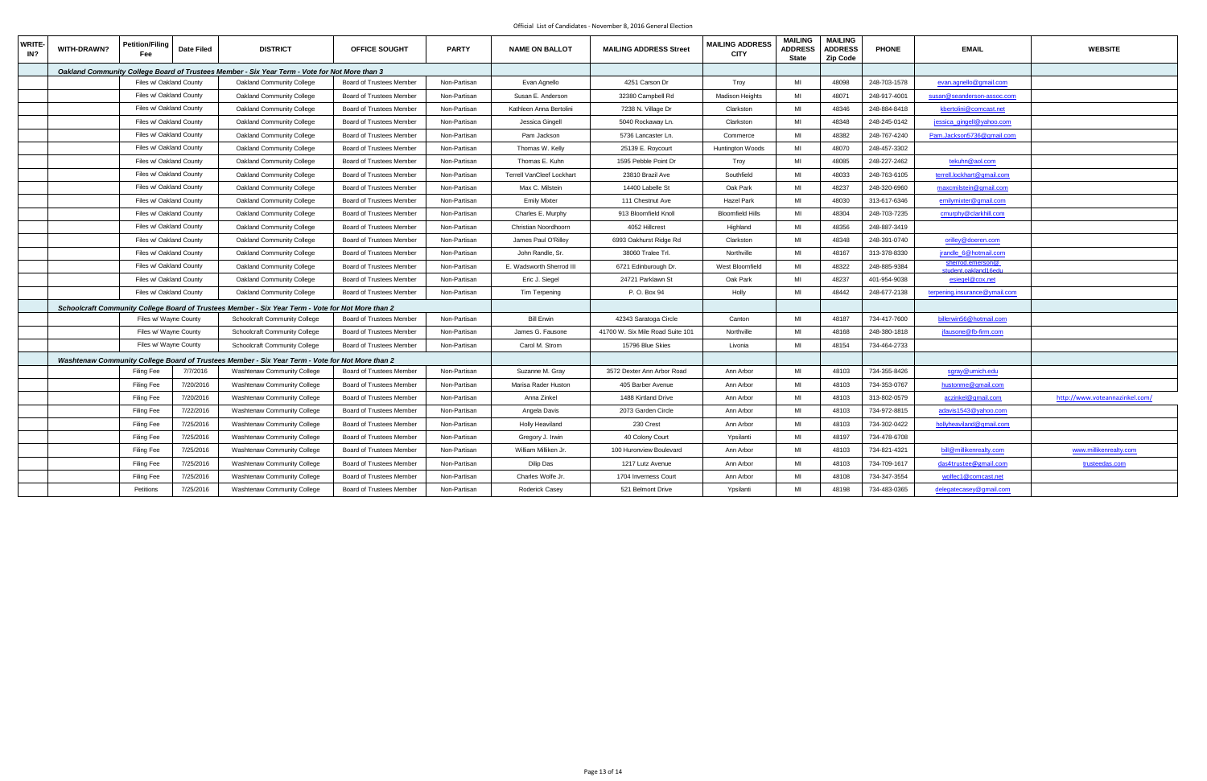Official List of Candidates - November 8, 2016 General Election

| WRITE-IN? | WITH-DRAWN? | Petition/Filing Fee | Date Filed | DISTRICT | OFFICE SOUGHT | PARTY | NAME ON BALLOT | MAILING ADDRESS Street | MAILING ADDRESS CITY | MAILING ADDRESS State | MAILING ADDRESS Zip Code | PHONE | EMAIL | WEBSITE |
|---|---|---|---|---|---|---|---|---|---|---|---|---|---|---|
| | | ***Oakland Community College Board of Trustees Member - Six Year Term - Vote for Not More than 3*** | | | | | | | | | | | | |
| | | Files w/ Oakland County | | Oakland Community College | Board of Trustees Member | Non-Partisan | Evan Agnello | 4251 Carson Dr | Troy | MI | 48098 | 248-703-1578 | evan.agnello@gmail.com | |
| | | Files w/ Oakland County | | Oakland Community College | Board of Trustees Member | Non-Partisan | Susan E. Anderson | 32380 Campbell Rd | Madison Heights | MI | 48071 | 248-917-4001 | susan@seanderson-assoc.com | |
| | | Files w/ Oakland County | | Oakland Community College | Board of Trustees Member | Non-Partisan | Kathleen Anna Bertolini | 7238 N. Village Dr | Clarkston | MI | 48346 | 248-884-8418 | kbertolini@comcast.net | |
| | | Files w/ Oakland County | | Oakland Community College | Board of Trustees Member | Non-Partisan | Jessica Gingell | 5040 Rockaway Ln. | Clarkston | MI | 48348 | 248-245-0142 | jessica_gingell@yahoo.com | |
| | | Files w/ Oakland County | | Oakland Community College | Board of Trustees Member | Non-Partisan | Pam Jackson | 5736 Lancaster Ln. | Commerce | MI | 48382 | 248-767-4240 | Pam.Jackson5736@gmail.com | |
| | | Files w/ Oakland County | | Oakland Community College | Board of Trustees Member | Non-Partisan | Thomas W. Kelly | 25139 E. Roycourt | Huntington Woods | MI | 48070 | 248-457-3302 | | |
| | | Files w/ Oakland County | | Oakland Community College | Board of Trustees Member | Non-Partisan | Thomas E. Kuhn | 1595 Pebble Point Dr | Troy | MI | 48085 | 248-227-2462 | tekuhn@aol.com | |
| | | Files w/ Oakland County | | Oakland Community College | Board of Trustees Member | Non-Partisan | Terrell VanCleef Lockhart | 23810 Brazil Ave | Southfield | MI | 48033 | 248-763-6105 | terrell.lockhart@gmail.com | |
| | | Files w/ Oakland County | | Oakland Community College | Board of Trustees Member | Non-Partisan | Max C. Milstein | 14400 Labelle St | Oak Park | MI | 48237 | 248-320-6960 | maxcmilstein@gmail.com | |
| | | Files w/ Oakland County | | Oakland Community College | Board of Trustees Member | Non-Partisan | Emily Mixter | 111 Chestnut Ave | Hazel Park | MI | 48030 | 313-617-6346 | emilymixter@gmail.com | |
| | | Files w/ Oakland County | | Oakland Community College | Board of Trustees Member | Non-Partisan | Charles E. Murphy | 913 Bloomfield Knoll | Bloomfield Hills | MI | 48304 | 248-703-7235 | cmurphy@clarkhill.com | |
| | | Files w/ Oakland County | | Oakland Community College | Board of Trustees Member | Non-Partisan | Christian Noordhoorn | 4052 Hillcrest | Highland | MI | 48356 | 248-887-3419 | | |
| | | Files w/ Oakland County | | Oakland Community College | Board of Trustees Member | Non-Partisan | James Paul O'Rilley | 6993 Oakhurst Ridge Rd | Clarkston | MI | 48348 | 248-391-0740 | orilley@doeren.com | |
| | | Files w/ Oakland County | | Oakland Community College | Board of Trustees Member | Non-Partisan | John Randle, Sr. | 38060 Tralee Trl. | Northville | MI | 48167 | 313-378-8330 | jrandle_6@hotmail.com | |
| | | Files w/ Oakland County | | Oakland Community College | Board of Trustees Member | Non-Partisan | E. Wadsworth Sherrod III | 6721 Edinburough Dr. | West Bloomfield | MI | 48322 | 248-885-9384 | sherrod.emerson@student.oakland16edu | |
| | | Files w/ Oakland County | | Oakland Community College | Board of Trustees Member | Non-Partisan | Eric J. Siegel | 24721 Parklawn St | Oak Park | MI | 48237 | 401-954-9038 | esiegel@cox.net | |
| | | Files w/ Oakland County | | Oakland Community College | Board of Trustees Member | Non-Partisan | Tim Terpening | P. O. Box 94 | Holly | MI | 48442 | 248-677-2138 | terpening.insurance@ymail.com | |
| | | ***Schoolcraft Community College Board of Trustees Member - Six Year Term - Vote for Not More than 2*** | | | | | | | | | | | | |
| | | Files w/ Wayne County | | Schoolcraft Community College | Board of Trustees Member | Non-Partisan | Bill Erwin | 42343 Saratoga Circle | Canton | MI | 48187 | 734-417-7600 | billerwin66@hotmail.com | |
| | | Files w/ Wayne County | | Schoolcraft Community College | Board of Trustees Member | Non-Partisan | James G. Fausone | 41700 W. Six Mile Road Suite 101 | Northville | MI | 48168 | 248-380-1818 | jfausone@fb-firm.com | |
| | | Files w/ Wayne County | | Schoolcraft Community College | Board of Trustees Member | Non-Partisan | Carol M. Strom | 15796 Blue Skies | Livonia | MI | 48154 | 734-464-2733 | | |
| | | ***Washtenaw Community College Board of Trustees Member - Six Year Term - Vote for Not More than 2*** | | | | | | | | | | | | |
| | | Filing Fee | 7/7/2016 | Washtenaw Community College | Board of Trustees Member | Non-Partisan | Suzanne M. Gray | 3572 Dexter Ann Arbor Road | Ann Arbor | MI | 48103 | 734-355-8426 | sgray@umich.edu | |
| | | Filing Fee | 7/20/2016 | Washtenaw Community College | Board of Trustees Member | Non-Partisan | Marisa Rader Huston | 405 Barber Avenue | Ann Arbor | MI | 48103 | 734-353-0767 | hustonme@gmail.com | |
| | | Filing Fee | 7/20/2016 | Washtenaw Community College | Board of Trustees Member | Non-Partisan | Anna Zinkel | 1488 Kirtland Drive | Ann Arbor | MI | 48103 | 313-802-0579 | aczinkel@gmail.com | http://www.voteannazinkel.com/ |
| | | Filing Fee | 7/22/2016 | Washtenaw Community College | Board of Trustees Member | Non-Partisan | Angela Davis | 2073 Garden Circle | Ann Arbor | MI | 48103 | 734-972-8815 | adavis1543@yahoo.com | |
| | | Filing Fee | 7/25/2016 | Washtenaw Community College | Board of Trustees Member | Non-Partisan | Holly Heaviland | 230 Crest | Ann Arbor | MI | 48103 | 734-302-0422 | hollyheaviland@gmail.com | |
| | | Filing Fee | 7/25/2016 | Washtenaw Community College | Board of Trustees Member | Non-Partisan | Gregory J. Irwin | 40 Colony Court | Ypsilanti | MI | 48197 | 734-478-6708 | | |
| | | Filing Fee | 7/25/2016 | Washtenaw Community College | Board of Trustees Member | Non-Partisan | William Milliken Jr. | 100 Huronview Boulevard | Ann Arbor | MI | 48103 | 734-821-4321 | bill@millikenrealty.com | www.millikenrealty.com |
| | | Filing Fee | 7/25/2016 | Washtenaw Community College | Board of Trustees Member | Non-Partisan | Dilip Das | 1217 Lutz Avenue | Ann Arbor | MI | 48103 | 734-709-1617 | das4trustee@gmail.com | trusteedas.com |
| | | Filing Fee | 7/25/2016 | Washtenaw Community College | Board of Trustees Member | Non-Partisan | Charles Wolfe Jr. | 1704 Inverness Court | Ann Arbor | MI | 48108 | 734-347-3554 | wollec1@comcast.net | |
| | | Petitions | 7/25/2016 | Washtenaw Community College | Board of Trustees Member | Non-Partisan | Roderick Casey | 521 Belmont Drive | Ypsilanti | MI | 48198 | 734-483-0365 | delegatecasey@gmail.com | |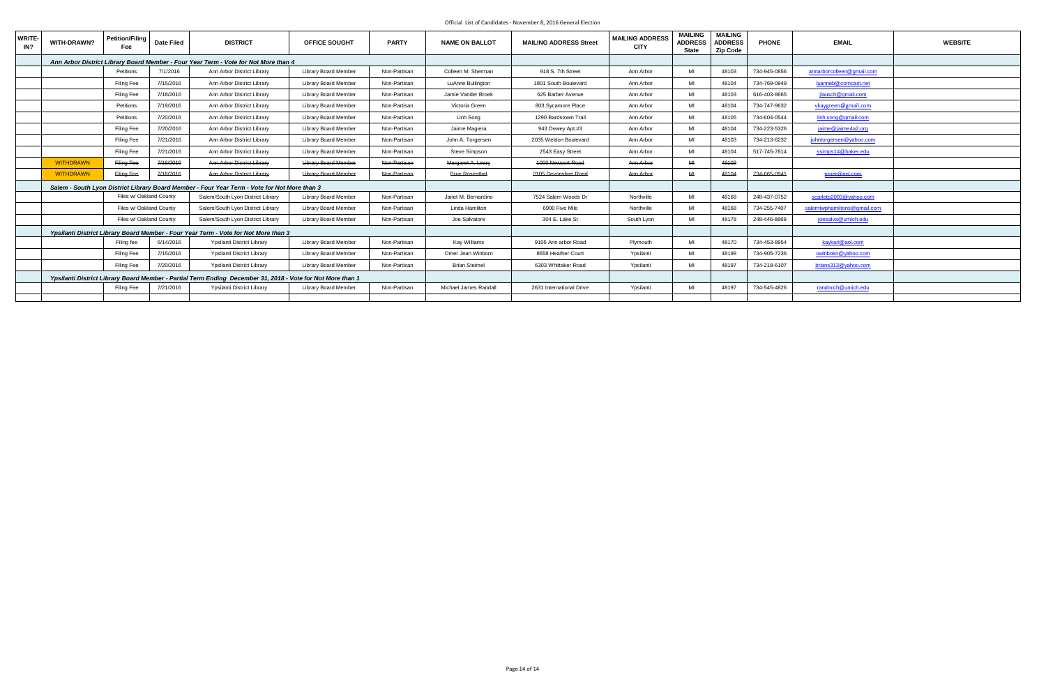Official List of Candidates - November 8, 2016 General Election

| WRITE-IN? | WITH-DRAWN? | Petition/Filing Fee | Date Filed | DISTRICT | OFFICE SOUGHT | PARTY | NAME ON BALLOT | MAILING ADDRESS Street | MAILING ADDRESS CITY | MAILING ADDRESS State | MAILING ADDRESS Zip Code | PHONE | EMAIL | WEBSITE |
|---|---|---|---|---|---|---|---|---|---|---|---|---|---|---|
| | | ***Ann Arbor District Library Board Member - Four Year Term - Vote for Not More than 4*** | | | | | | | | | | | | |
| | | Petitions | 7/1/2016 | Ann Arbor District Library | Library Board Member | Non-Partisan | Colleen M. Sherman | 918 S. 7th Street | Ann Arbor | MI | 48103 | 734-945-0856 | annarborcolleen@gmail.com | |
| | | Filing Fee | 7/15/2016 | Ann Arbor District Library | Library Board Member | Non-Partisan | LuAnne Bullington | 1801 South Boulevard | Ann Arbor | MI | 48104 | 734-769-0949 | luanneb@comcast.net | |
| | | Filing Fee | 7/18/2016 | Ann Arbor District Library | Library Board Member | Non-Partisan | Jamie Vander Broek | 625 Barber Avenue | Ann Arbor | MI | 48103 | 616-403-8665 | jlausch@gmail.com | |
| | | Petitions | 7/19/2016 | Ann Arbor District Library | Library Board Member | Non-Partisan | Victoria Green | 803 Sycamore Place | Ann Arbor | MI | 48104 | 734-747-9632 | vkaygreen@gmail.com | |
| | | Petitions | 7/20/2016 | Ann Arbor District Library | Library Board Member | Non-Partisan | Linh Song | 1290 Bardstown Trail | Ann Arbor | MI | 48105 | 734-604-0544 | linh.song@gmail.com | |
| | | Filing Fee | 7/20/2016 | Ann Arbor District Library | Library Board Member | Non-Partisan | Jaime Magiera | 943 Dewey Apt.#3 | Ann Arbor | MI | 48104 | 734-223-5326 | jaime@jaime4a2.org | |
| | | Filing Fee | 7/21/2016 | Ann Arbor District Library | Library Board Member | Non-Partisan | John A. Torgersen | 2035 Weldon Boulevard | Ann Arbor | MI | 48103 | 734-213-6232 | johntorgersen@yahoo.com | |
| | | Filing Fee | 7/21/2016 | Ann Arbor District Library | Library Board Member | Non-Partisan | Steve Simpson | 2543 Easy Street | Ann Arbor | MI | 48104 | 517-745-7814 | ssimps14@baker.edu | |
| | WITHDRAWN | ~~Filing Fee~~ | ~~7/18/2016~~ | ~~Ann Arbor District Library~~ | ~~Library Board Member~~ | ~~Non-Partisan~~ | ~~Margaret A. Leary~~ | ~~1056 Newport Road~~ | ~~Ann Arbor~~ | ~~MI~~ | ~~48103~~ | | | |
| | WITHDRAWN | ~~Filing Fee~~ | ~~7/18/2016~~ | ~~Ann Arbor District Library~~ | ~~Library Board Member~~ | ~~Non-Partisan~~ | ~~Prue Rosenthal~~ | ~~2105 Devonshire Road~~ | ~~Ann Arbor~~ | ~~MI~~ | ~~48104~~ | ~~734-665-0941~~ | ~~pruer@aol.com~~ | |
| | | ***Salem - South Lyon District Library Board Member - Four Year Term - Vote for Not More than 3*** | | | | | | | | | | | | |
| | | Files w/ Oakland County | | Salem/South Lyon District Library | Library Board Member | Non-Partisan | Janet M. Bernardino | 7524 Salem Woods Dr | Northville | MI | 48168 | 248-437-0752 | scarletp2003@yahoo.com | |
| | | Files w/ Oakland County | | Salem/South Lyon District Library | Library Board Member | Non-Partisan | Linda Hamilton | 6900 Five Mile | Northville | MI | 48168 | 734-255-7407 | salemtwphamiltons@gmail.com | |
| | | Files w/ Oakland County | | Salem/South Lyon District Library | Library Board Member | Non-Partisan | Joe Salvatore | 304 E. Lake St | South Lyon | MI | 48178 | 248-446-8869 | joesalva@umich.edu | |
| | | ***Ypsilanti District Library Board Member - Four Year Term - Vote for Not More than 3*** | | | | | | | | | | | | |
| | | Filing fee | 6/14/2016 | Ypsilanti District Library | Library Board Member | Non-Partisan | Kay Williams | 9105 Ann arbor Road | Plymouth | MI | 48170 | 734-453-8954 | kaykarl@aol.com | |
| | | Filing Fee | 7/15/2016 | Ypsilanti District Library | Library Board Member | Non-Partisan | Omer Jean Winborn | 8658 Heather Court | Ypsilanti | MI | 48198 | 734-905-7236 | owinbokn@yahoo.com | |
| | | Filing Fee | 7/20/2016 | Ypsilanti District Library | Library Board Member | Non-Partisan | Brian Steimel | 6303 Whittaker Road | Ypsilanti | MI | 48197 | 734-218-6107 | brians313@yahoo.com | |
| | | ***Ypsilanti District Library Board Member - Partial Term Ending December 31, 2018 - Vote for Not More than 1*** | | | | | | | | | | | | |
| | | Filing Fee | 7/21/2016 | Ypsilanti District Library | Library Board Member | Non-Partisan | Michael James Randall | 2631 International Drive | Ypsilanti | MI | 48197 | 734-545-4826 | randmich@umich.edu | |